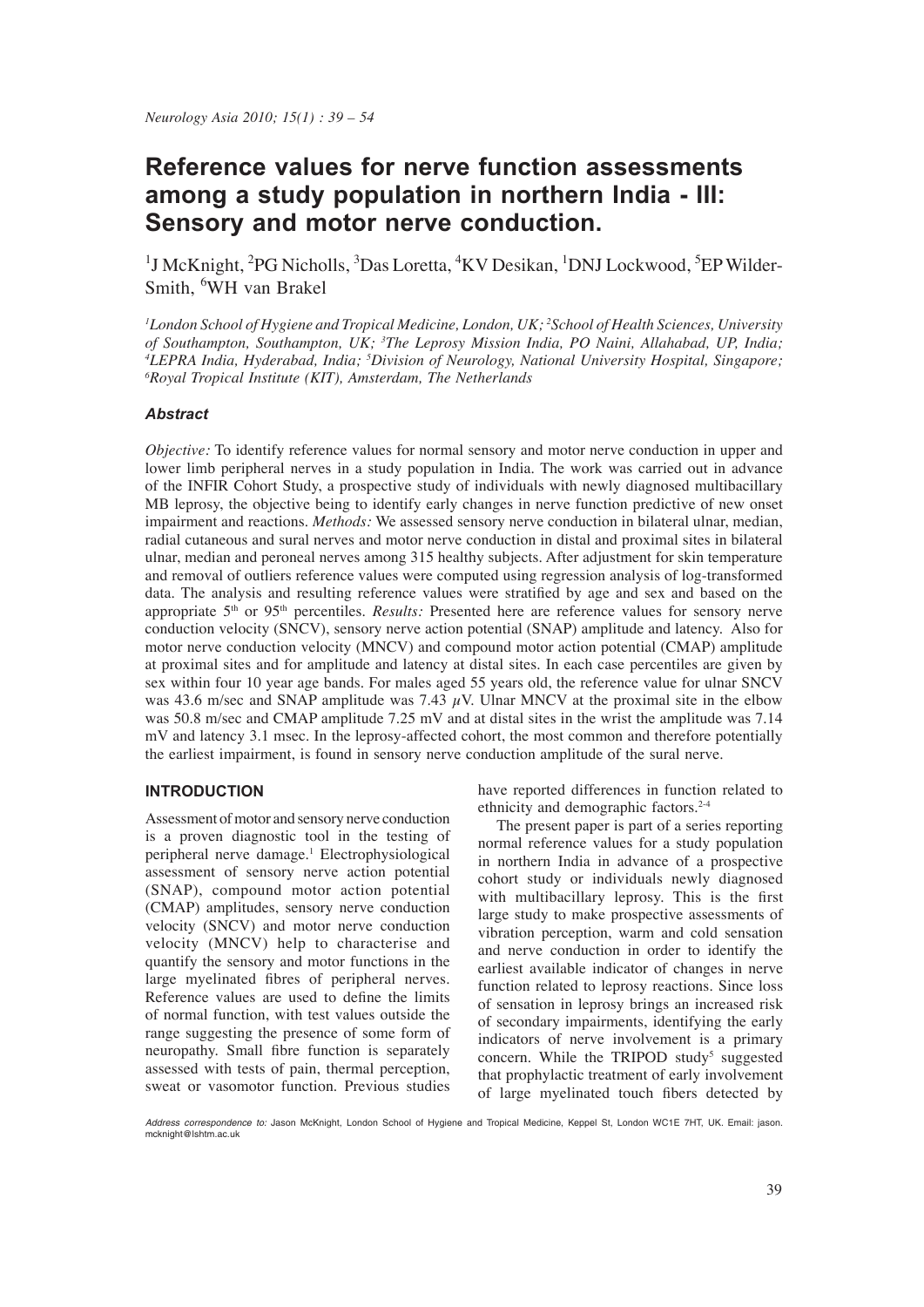# Reference values for nerve function assessments among a study population in northern India - III: Sensory and motor nerve conduction.

[1]J McKnight, [2]PG Nicholls, [3]Das Loretta, [4]KV Desikan, [1]DNJ Lockwood, [5]EP Wilder-Smith, [6]WH van Brakel

*[1]London School of Hygiene and Tropical Medicine, London, UK; [2]School of Health Sciences, University of Southampton, Southampton, UK; [3]The Leprosy Mission India, PO Naini, Allahabad, UP, India; [4]LEPRA India, Hyderabad, India; [5]Division of Neurology, National University Hospital, Singapore; [6]Royal Tropical Institute (KIT), Amsterdam, The Netherlands*

### *Abstract*

*Objective:* To identify reference values for normal sensory and motor nerve conduction in upper and lower limb peripheral nerves in a study population in India. The work was carried out in advance of the INFIR Cohort Study, a prospective study of individuals with newly diagnosed multibacillary MB leprosy, the objective being to identify early changes in nerve function predictive of new onset impairment and reactions. *Methods:* We assessed sensory nerve conduction in bilateral ulnar, median, radial cutaneous and sural nerves and motor nerve conduction in distal and proximal sites in bilateral ulnar, median and peroneal nerves among 315 healthy subjects. After adjustment for skin temperature and removal of outliers reference values were computed using regression analysis of log-transformed data. The analysis and resulting reference values were stratified by age and sex and based on the appropriate 5th or 95th percentiles. *Results:* Presented here are reference values for sensory nerve conduction velocity (SNCV), sensory nerve action potential (SNAP) amplitude and latency. Also for motor nerve conduction velocity (MNCV) and compound motor action potential (CMAP) amplitude at proximal sites and for amplitude and latency at distal sites. In each case percentiles are given by sex within four 10 year age bands. For males aged 55 years old, the reference value for ulnar SNCV was 43.6 m/sec and SNAP amplitude was 7.43 $\mu$V. Ulnar MNCV at the proximal site in the elbow was 50.8 m/sec and CMAP amplitude 7.25 mV and at distal sites in the wrist the amplitude was 7.14 mV and latency 3.1 msec. In the leprosy-affected cohort, the most common and therefore potentially the earliest impairment, is found in sensory nerve conduction amplitude of the sural nerve.

## INTRODUCTION

Assessment of motor and sensory nerve conduction is a proven diagnostic tool in the testing of peripheral nerve damage.[1] Electrophysiological assessment of sensory nerve action potential (SNAP), compound motor action potential (CMAP) amplitudes, sensory nerve conduction velocity (SNCV) and motor nerve conduction velocity (MNCV) help to characterise and quantify the sensory and motor functions in the large myelinated fibres of peripheral nerves. Reference values are used to define the limits of normal function, with test values outside the range suggesting the presence of some form of neuropathy. Small fibre function is separately assessed with tests of pain, thermal perception, sweat or vasomotor function. Previous studies have reported differences in function related to ethnicity and demographic factors.[2-4]

The present paper is part of a series reporting normal reference values for a study population in northern India in advance of a prospective cohort study or individuals newly diagnosed with multibacillary leprosy. This is the first large study to make prospective assessments of vibration perception, warm and cold sensation and nerve conduction in order to identify the earliest available indicator of changes in nerve function related to leprosy reactions. Since loss of sensation in leprosy brings an increased risk of secondary impairments, identifying the early indicators of nerve involvement is a primary concern. While the TRIPOD study[5] suggested that prophylactic treatment of early involvement of large myelinated touch fibers detected by

*Address correspondence to:* Jason McKnight, London School of Hygiene and Tropical Medicine, Keppel St, London WC1E 7HT, UK. Email: jason.mcknight@lshtm.ac.uk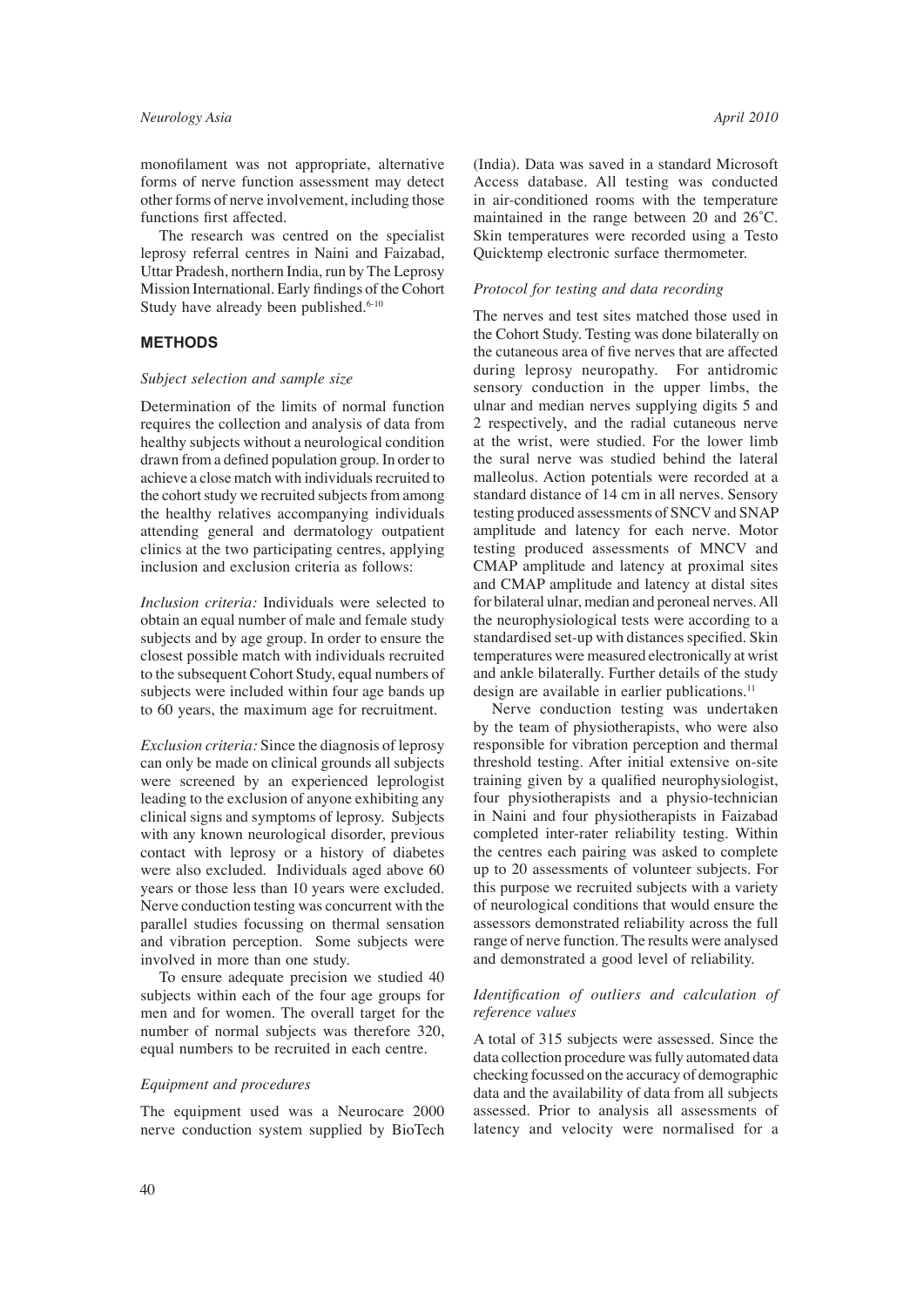monofilament was not appropriate, alternative forms of nerve function assessment may detect other forms of nerve involvement, including those functions first affected.

The research was centred on the specialist leprosy referral centres in Naini and Faizabad, Uttar Pradesh, northern India, run by The Leprosy Mission International. Early findings of the Cohort Study have already been published.[6-10]

## METHODS

### *Subject selection and sample size*

Determination of the limits of normal function requires the collection and analysis of data from healthy subjects without a neurological condition drawn from a defined population group. In order to achieve a close match with individuals recruited to the cohort study we recruited subjects from among the healthy relatives accompanying individuals attending general and dermatology outpatient clinics at the two participating centres, applying inclusion and exclusion criteria as follows:

*Inclusion criteria:* Individuals were selected to obtain an equal number of male and female study subjects and by age group. In order to ensure the closest possible match with individuals recruited to the subsequent Cohort Study, equal numbers of subjects were included within four age bands up to 60 years, the maximum age for recruitment.

*Exclusion criteria:* Since the diagnosis of leprosy can only be made on clinical grounds all subjects were screened by an experienced leprologist leading to the exclusion of anyone exhibiting any clinical signs and symptoms of leprosy. Subjects with any known neurological disorder, previous contact with leprosy or a history of diabetes were also excluded. Individuals aged above 60 years or those less than 10 years were excluded. Nerve conduction testing was concurrent with the parallel studies focussing on thermal sensation and vibration perception. Some subjects were involved in more than one study.

To ensure adequate precision we studied 40 subjects within each of the four age groups for men and for women. The overall target for the number of normal subjects was therefore 320, equal numbers to be recruited in each centre.

### *Equipment and procedures*

The equipment used was a Neurocare 2000 nerve conduction system supplied by BioTech (India). Data was saved in a standard Microsoft Access database. All testing was conducted in air-conditioned rooms with the temperature maintained in the range between 20 and 26˚C. Skin temperatures were recorded using a Testo Quicktemp electronic surface thermometer.

### *Protocol for testing and data recording*

The nerves and test sites matched those used in the Cohort Study. Testing was done bilaterally on the cutaneous area of five nerves that are affected during leprosy neuropathy. For antidromic sensory conduction in the upper limbs, the ulnar and median nerves supplying digits 5 and 2 respectively, and the radial cutaneous nerve at the wrist, were studied. For the lower limb the sural nerve was studied behind the lateral malleolus. Action potentials were recorded at a standard distance of 14 cm in all nerves. Sensory testing produced assessments of SNCV and SNAP amplitude and latency for each nerve. Motor testing produced assessments of MNCV and CMAP amplitude and latency at proximal sites and CMAP amplitude and latency at distal sites for bilateral ulnar, median and peroneal nerves. All the neurophysiological tests were according to a standardised set-up with distances specified. Skin temperatures were measured electronically at wrist and ankle bilaterally. Further details of the study design are available in earlier publications.[11]

Nerve conduction testing was undertaken by the team of physiotherapists, who were also responsible for vibration perception and thermal threshold testing. After initial extensive on-site training given by a qualified neurophysiologist, four physiotherapists and a physio-technician in Naini and four physiotherapists in Faizabad completed inter-rater reliability testing. Within the centres each pairing was asked to complete up to 20 assessments of volunteer subjects. For this purpose we recruited subjects with a variety of neurological conditions that would ensure the assessors demonstrated reliability across the full range of nerve function. The results were analysed and demonstrated a good level of reliability.

### *Identification of outliers and calculation of reference values*

A total of 315 subjects were assessed. Since the data collection procedure was fully automated data checking focussed on the accuracy of demographic data and the availability of data from all subjects assessed. Prior to analysis all assessments of latency and velocity were normalised for a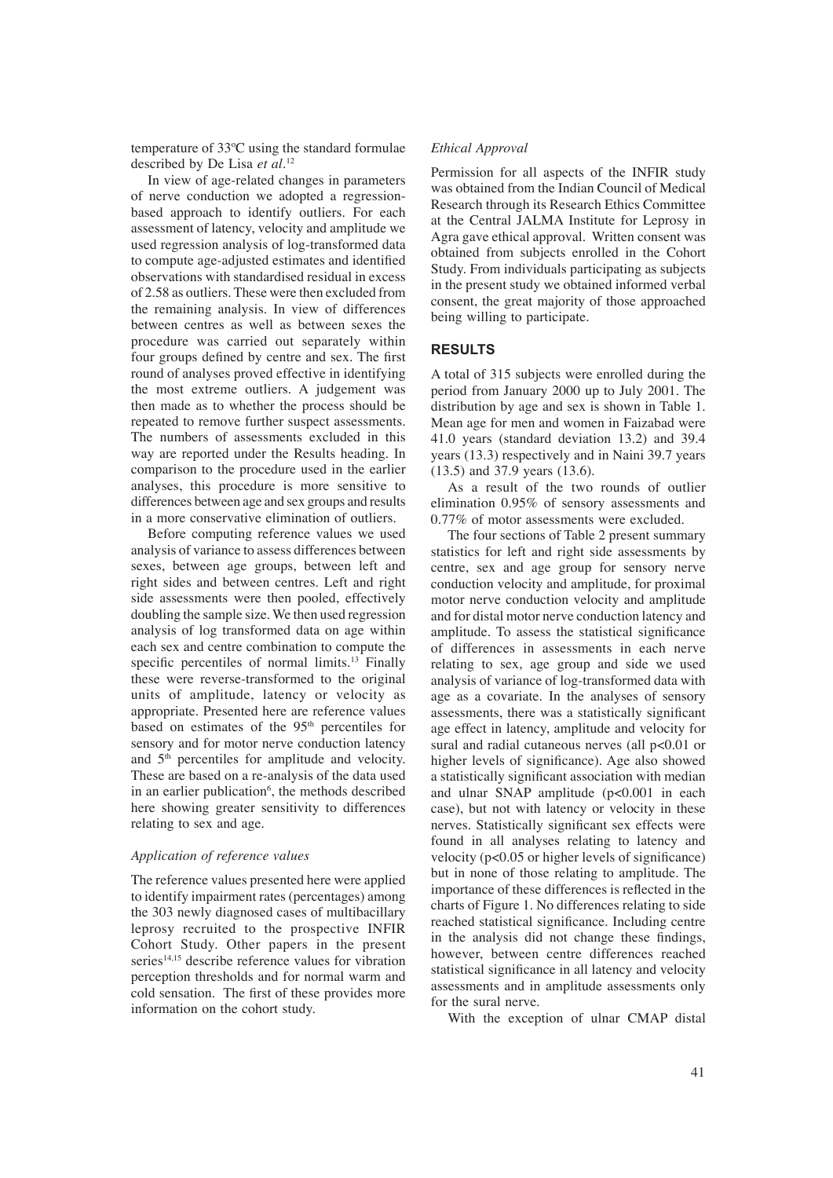temperature of 33ºC using the standard formulae described by De Lisa *et al*.[12]

In view of age-related changes in parameters of nerve conduction we adopted a regression-based approach to identify outliers. For each assessment of latency, velocity and amplitude we used regression analysis of log-transformed data to compute age-adjusted estimates and identified observations with standardised residual in excess of 2.58 as outliers. These were then excluded from the remaining analysis. In view of differences between centres as well as between sexes the procedure was carried out separately within four groups defined by centre and sex. The first round of analyses proved effective in identifying the most extreme outliers. A judgement was then made as to whether the process should be repeated to remove further suspect assessments. The numbers of assessments excluded in this way are reported under the Results heading. In comparison to the procedure used in the earlier analyses, this procedure is more sensitive to differences between age and sex groups and results in a more conservative elimination of outliers.

Before computing reference values we used analysis of variance to assess differences between sexes, between age groups, between left and right sides and between centres. Left and right side assessments were then pooled, effectively doubling the sample size. We then used regression analysis of log transformed data on age within each sex and centre combination to compute the specific percentiles of normal limits.[13] Finally these were reverse-transformed to the original units of amplitude, latency or velocity as appropriate. Presented here are reference values based on estimates of the 95th percentiles for sensory and for motor nerve conduction latency and 5th percentiles for amplitude and velocity. These are based on a re-analysis of the data used in an earlier publication[6], the methods described here showing greater sensitivity to differences relating to sex and age.

### *Application of reference values*

The reference values presented here were applied to identify impairment rates (percentages) among the 303 newly diagnosed cases of multibacillary leprosy recruited to the prospective INFIR Cohort Study. Other papers in the present series[14,15] describe reference values for vibration perception thresholds and for normal warm and cold sensation. The first of these provides more information on the cohort study.

### *Ethical Approval*

Permission for all aspects of the INFIR study was obtained from the Indian Council of Medical Research through its Research Ethics Committee at the Central JALMA Institute for Leprosy in Agra gave ethical approval. Written consent was obtained from subjects enrolled in the Cohort Study. From individuals participating as subjects in the present study we obtained informed verbal consent, the great majority of those approached being willing to participate.

## RESULTS

A total of 315 subjects were enrolled during the period from January 2000 up to July 2001. The distribution by age and sex is shown in Table 1. Mean age for men and women in Faizabad were 41.0 years (standard deviation 13.2) and 39.4 years (13.3) respectively and in Naini 39.7 years (13.5) and 37.9 years (13.6).

As a result of the two rounds of outlier elimination 0.95% of sensory assessments and 0.77% of motor assessments were excluded.

The four sections of Table 2 present summary statistics for left and right side assessments by centre, sex and age group for sensory nerve conduction velocity and amplitude, for proximal motor nerve conduction velocity and amplitude and for distal motor nerve conduction latency and amplitude. To assess the statistical significance of differences in assessments in each nerve relating to sex, age group and side we used analysis of variance of log-transformed data with age as a covariate. In the analyses of sensory assessments, there was a statistically significant age effect in latency, amplitude and velocity for sural and radial cutaneous nerves (all $p<0.01$ or higher levels of significance). Age also showed a statistically significant association with median and ulnar SNAP amplitude ($p<0.001$ in each case), but not with latency or velocity in these nerves. Statistically significant sex effects were found in all analyses relating to latency and velocity ($p<0.05$ or higher levels of significance) but in none of those relating to amplitude. The importance of these differences is reflected in the charts of Figure 1. No differences relating to side reached statistical significance. Including centre in the analysis did not change these findings, however, between centre differences reached statistical significance in all latency and velocity assessments and in amplitude assessments only for the sural nerve.

With the exception of ulnar CMAP distal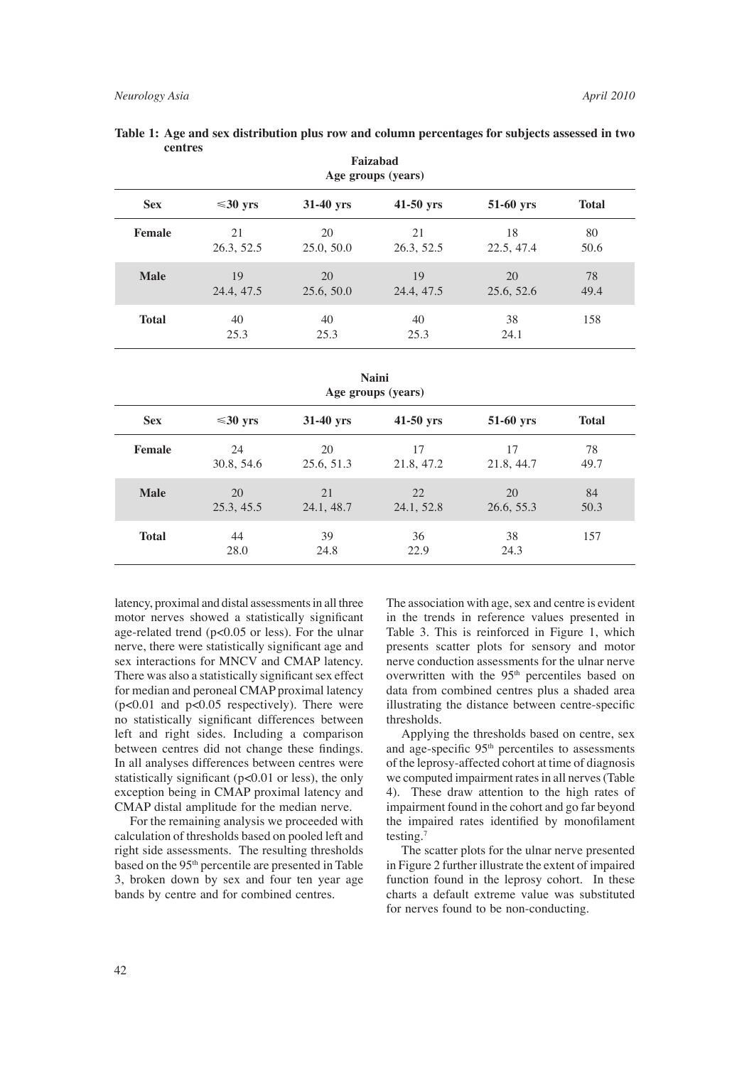**Table 1: Age and sex distribution plus row and column percentages for subjects assessed in two centres**

**Faizabad**

| Sex | Age groups (years) ≤30 yrs | 31-40 yrs | 41-50 yrs | 51-60 yrs | Total |
|---|---|---|---|---|---|
| **Female** | 21<br>26.3, 52.5 | 20<br>25.0, 50.0 | 21<br>26.3, 52.5 | 18<br>22.5, 47.4 | 80<br>50.6 |
| **Male** | 19<br>24.4, 47.5 | 20<br>25.6, 50.0 | 19<br>24.4, 47.5 | 20<br>25.6, 52.6 | 78<br>49.4 |
| **Total** | 40<br>25.3 | 40<br>25.3 | 40<br>25.3 | 38<br>24.1 | 158 |

**Naini**

| Sex | Age groups (years) ≤30 yrs | 31-40 yrs | 41-50 yrs | 51-60 yrs | Total |
|---|---|---|---|---|---|
| **Female** | 24<br>30.8, 54.6 | 20<br>25.6, 51.3 | 17<br>21.8, 47.2 | 17<br>21.8, 44.7 | 78<br>49.7 |
| **Male** | 20<br>25.3, 45.5 | 21<br>24.1, 48.7 | 22<br>24.1, 52.8 | 20<br>26.6, 55.3 | 84<br>50.3 |
| **Total** | 44<br>28.0 | 39<br>24.8 | 36<br>22.9 | 38<br>24.3 | 157 |

latency, proximal and distal assessments in all three motor nerves showed a statistically significant age-related trend ($p<0.05$ or less). For the ulnar nerve, there were statistically significant age and sex interactions for MNCV and CMAP latency. There was also a statistically significant sex effect for median and peroneal CMAP proximal latency ($p<0.01$ and $p<0.05$ respectively). There were no statistically significant differences between left and right sides. Including a comparison between centres did not change these findings. In all analyses differences between centres were statistically significant ($p<0.01$ or less), the only exception being in CMAP proximal latency and CMAP distal amplitude for the median nerve.

For the remaining analysis we proceeded with calculation of thresholds based on pooled left and right side assessments. The resulting thresholds based on the 95th percentile are presented in Table 3, broken down by sex and four ten year age bands by centre and for combined centres.

The association with age, sex and centre is evident in the trends in reference values presented in Table 3. This is reinforced in Figure 1, which presents scatter plots for sensory and motor nerve conduction assessments for the ulnar nerve overwritten with the 95th percentiles based on data from combined centres plus a shaded area illustrating the distance between centre-specific thresholds.

Applying the thresholds based on centre, sex and age-specific 95th percentiles to assessments of the leprosy-affected cohort at time of diagnosis we computed impairment rates in all nerves (Table 4). These draw attention to the high rates of impairment found in the cohort and go far beyond the impaired rates identified by monofilament testing.[7]

The scatter plots for the ulnar nerve presented in Figure 2 further illustrate the extent of impaired function found in the leprosy cohort. In these charts a default extreme value was substituted for nerves found to be non-conducting.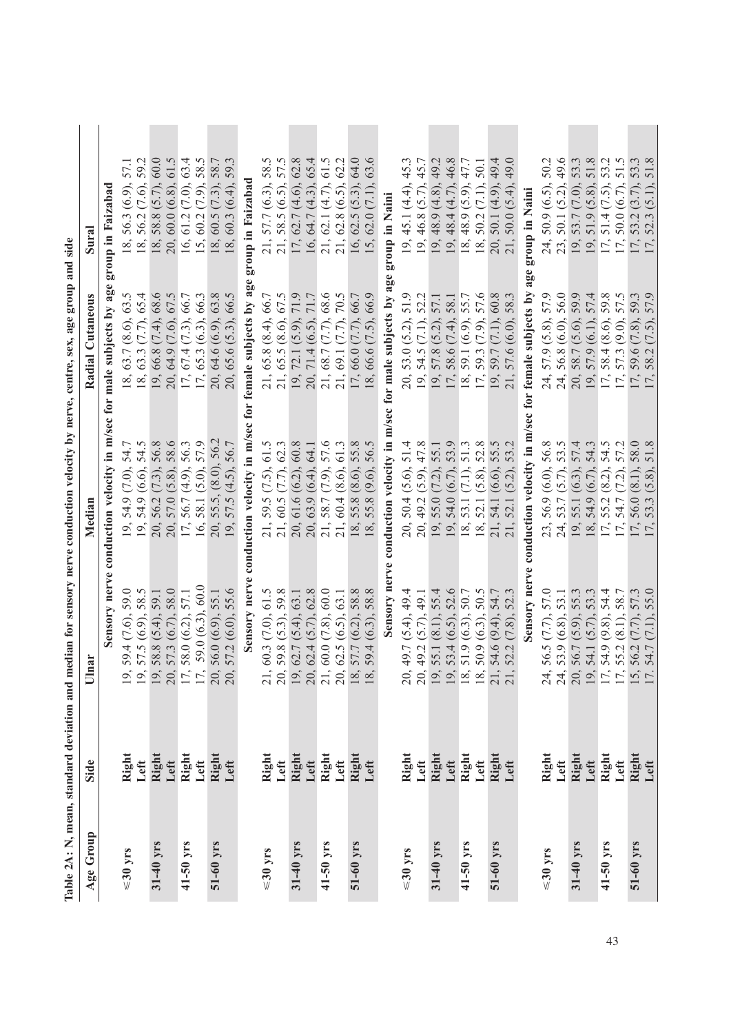**Table 2A: N, mean, standard deviation and median for sensory nerve conduction velocity by nerve, centre, sex, age group and side**

| Age Group | Side | Ulnar | Median | Radial Cutaneous | Sural |
|---|---|---|---|---|---|
| **Sensory nerve conduction velocity in m/sec for male subjects by age group in Faizabad** | | | | | |
| ≤30 yrs | Right | 19, 59.4 (7.6), 59.0 | 19, 54.9 (7.0), 54.7 | 18, 63.7 (8.6), 63.5 | 18, 56.3 (6.9), 57.1 |
| | Left | 19, 57.5 (6.9), 58.5 | 19, 54.9 (6.6), 54.5 | 18, 63.3 (7.7), 65.4 | 18, 56.2 (7.6), 59.2 |
| 31-40 yrs | Right | 19, 58.8 (5.4), 59.1 | 20, 56.2 (7.3), 56.8 | 19, 66.8 (7.4), 68.6 | 18, 58.8 (5.7), 60.0 |
| | Left | 20, 57.3 (6.7), 58.0 | 20, 57.0 (5.8), 58.6 | 20, 64.9 (7.6), 67.5 | 20, 60.0 (6.8), 61.5 |
| 41-50 yrs | Right | 17, 58.0 (6.2), 57.1 | 17, 56.7 (4.9), 56.3 | 17, 67.4 (7.3), 66.7 | 16, 61.2 (7.0), 63.4 |
| | Left | 17, 59.0 (6.3), 60.0 | 16, 58.1 (5.0), 57.9 | 17, 65.3 (6.3), 66.3 | 15, 60.2 (7.9), 58.5 |
| 51-60 yrs | Right | 20, 56.0 (6.9), 55.1 | 20, 55.5, (8.0), 56.2 | 20, 64.6 (6.9), 63.8 | 18, 60.5 (7.3), 58.7 |
| | Left | 20, 57.2 (6.0), 55.6 | 19, 57.5 (4.5), 56.7 | 20, 65.6 (5.3), 66.5 | 18, 60.3 (6.4), 59.3 |
| **Sensory nerve conduction velocity in m/sec for female subjects by age group in Faizabad** | | | | | |
| ≤30 yrs | Right | 21, 60.3 (7.0), 61.5 | 21, 59.5 (7.5), 61.5 | 21, 65.8 (8.4), 66.7 | 21, 57.7 (6.3), 58.5 |
| | Left | 20, 59.8 (5.3), 59.8 | 21, 60.5 (7.7), 62.3 | 21, 65.5 (8.6), 67.5 | 21, 58.5 (6.5), 57.5 |
| 31-40 yrs | Right | 19, 62.7 (5.4), 63.1 | 20, 61.6 (6.2), 60.8 | 19, 72.1 (5.9), 71.9 | 17, 62.7 (4.6), 62.8 |
| | Left | 20, 62.4 (5.7), 62.8 | 20, 63.9 (6.4), 64.1 | 20, 71.4 (6.5), 71.7 | 16, 64.7 (4.3), 65.4 |
| 41-50 yrs | Right | 21, 60.0 (7.8), 60.0 | 21, 58.7 (7.9), 57.6 | 21, 68.7 (7.7), 68.6 | 21, 62.1 (4.7), 61.5 |
| | Left | 20, 62.5 (6.5), 63.1 | 21, 60.4 (8.6), 61.3 | 21, 69.1 (7.7), 70.5 | 21, 62.8 (6.5), 62.2 |
| 51-60 yrs | Right | 18, 57.7 (6.2), 58.8 | 18, 55.8 (8.6), 55.8 | 17, 66.0 (7.7), 66.7 | 16, 62.5 (5.3), 64.0 |
| | Left | 18, 59.4 (6.3), 58.8 | 18, 55.8 (9.6), 56.5 | 18, 66.6 (7.5), 66.9 | 15, 62.0 (7.1), 63.6 |
| **Sensory nerve conduction velocity in m/sec for male subjects by age group in Naini** | | | | | |
| ≤30 yrs | Right | 20, 49.7 (5.4), 49.4 | 20, 50.4 (5.6), 51.4 | 20, 53.0 (5.2), 51.9 | 19, 45.1 (4.4), 45.3 |
| | Left | 20, 49.2 (5.7), 49.1 | 20, 49.2 (5.9), 47.8 | 19, 54.5 (7.1), 52.2 | 19, 46.8 (5.7), 45.7 |
| 31-40 yrs | Right | 19, 55.1 (8.1), 55.4 | 19, 55.0 (7.2), 55.1 | 19, 57.8 (5.2), 57.1 | 19, 48.9 (4.8), 49.2 |
| | Left | 19, 53.4 (6.5), 52.6 | 19, 54.0 (6.7), 53.9 | 17, 58.6 (7.4), 58.1 | 19, 48.4 (4.7), 46.8 |
| 41-50 yrs | Right | 18, 51.9 (6.3), 50.7 | 18, 53.1 (7.1), 51.3 | 18, 59.1 (6.9), 55.7 | 18, 48.9 (5.9), 47.7 |
| | Left | 18, 50.9 (6.3), 50.5 | 18, 52.1 (5.8), 52.8 | 17, 59.3 (7.9), 57.6 | 18, 50.2 (7.1), 50.1 |
| 51-60 yrs | Right | 21, 54.6 (9.4), 54.7 | 21, 54.1 (6.6), 55.5 | 19, 59.7 (7.1), 60.8 | 20, 50.1 (4.9), 49.4 |
| | Left | 21, 52.2 (7.8), 52.3 | 21, 52.1 (5.2), 53.2 | 21, 57.6 (6.0), 58.3 | 21, 50.0 (5.4), 49.0 |
| **Sensory nerve conduction velocity in m/sec for female subjects by age group in Naini** | | | | | |
| ≤30 yrs | Right | 24, 56.5 (7.7), 57.0 | 23, 56.9 (6.0), 56.8 | 24, 57.9 (5.8), 57.9 | 24, 50.9 (6.5), 50.2 |
| | Left | 24, 53.9 (6.8), 53.1 | 24, 53.7 (5.7), 53.5 | 24, 56.8 (6.0), 56.0 | 23, 50.1 (5.2), 49.6 |
| 31-40 yrs | Right | 20, 56.7 (5.9), 55.3 | 19, 55.1 (6.3), 57.4 | 20, 58.7 (5.6), 59.9 | 19, 53.7 (7.0), 53.3 |
| | Left | 19, 54.1 (5.7), 53.3 | 18, 54.9 (6.7), 54.3 | 19, 57.9 (6.1), 57.4 | 19, 51.9 (5.8), 51.8 |
| 41-50 yrs | Right | 17, 54.9 (9.8), 54.4 | 17, 55.2 (8.2), 54.5 | 17, 58.4 (8.6), 59.8 | 17, 51.4 (7.5), 53.2 |
| | Left | 17, 55.2 (8.1), 58.7 | 17, 54.7 (7.2), 57.2 | 17, 57.3 (9.0), 57.5 | 17, 50.0 (6.7), 51.5 |
| 51-60 yrs | Right | 15, 56.2 (7.7), 57.3 | 17, 56.0 (8.1), 58.0 | 17, 59.6 (7.8), 59.3 | 17, 53.2 (3.7), 53.3 |
| | Left | 17. 54.7 (7.1), 55.0 | 17, 53.3 (5.8), 51.8 | 17, 58.2 (7.5), 57.9 | 17, 52.3 (5.1), 51.8 |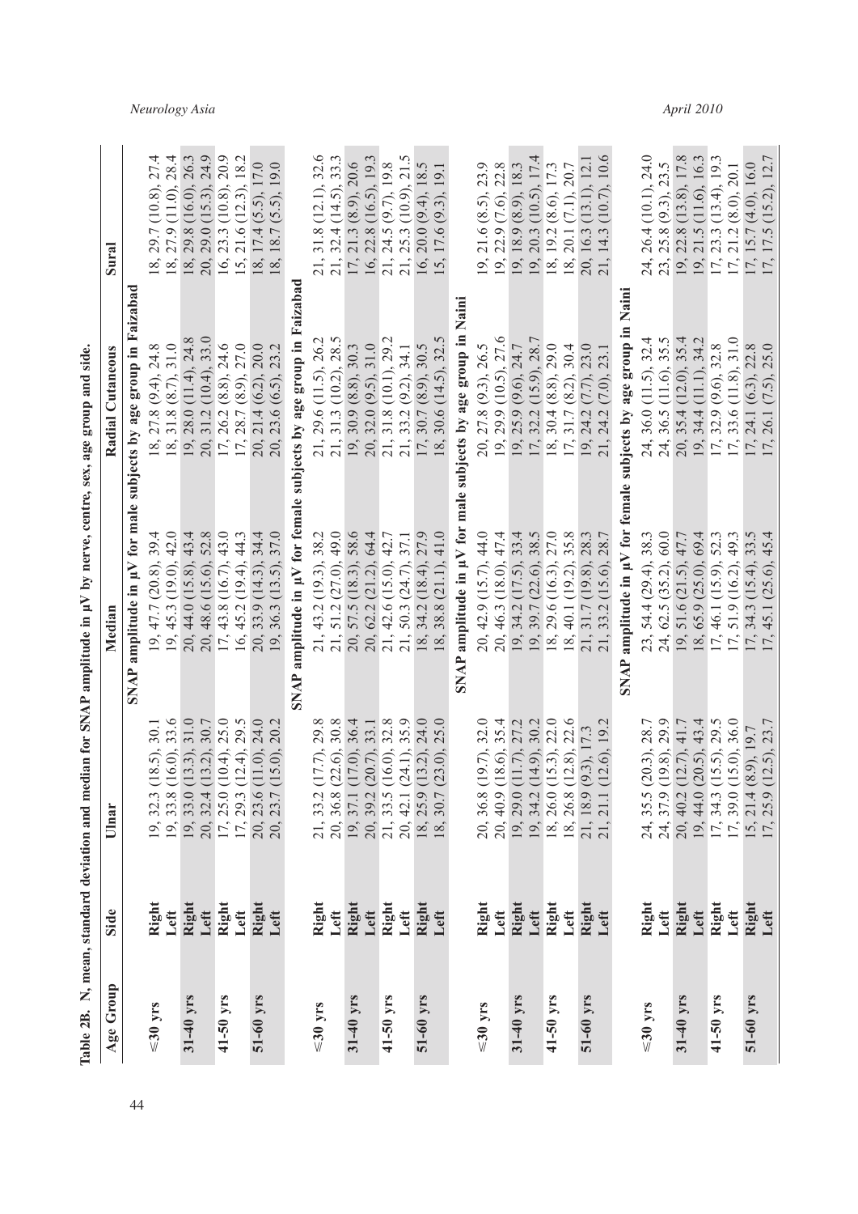**Table 2B. N, mean, standard deviation and median for SNAP amplitude in µV by nerve, centre, sex, age group and side.**

| Age Group | Side | Ulnar | Median | Radial Cutaneous | Sural |
|---|---|---|---|---|---|
| **SNAP amplitude in µV for male subjects by age group in Faizabad** | | | | | |
| ≤30 yrs | Right | 19, 32.3 (18.5), 30.1 | 19, 47.7 (20.8), 39.4 | 18, 27.8 (9.4), 24.8 | 18, 29.7 (10.8), 27.4 |
| | Left | 19, 33.8 (16.0), 33.6 | 19, 45.3 (19.0), 42.0 | 18, 31.8 (8.7), 31.0 | 18, 27.9 (11.0), 28.4 |
| 31-40 yrs | Right | 19, 33.0 (13.3), 31.0 | 20, 44.0 (15.8), 43.4 | 19, 28.0 (11.4), 24.8 | 18, 29.8 (16.0), 26.3 |
| | Left | 20, 32.4 (13.2), 30.7 | 20, 48.6 (15.6), 52.8 | 20, 31.2 (10.4), 33.0 | 20, 29.0 (15.3), 24.9 |
| 41-50 yrs | Right | 17, 25.0 (10.4), 25.0 | 17, 43.8 (16.7), 43.0 | 17, 26.2 (8.8), 24.6 | 16, 23.3 (10.8), 20.9 |
| | Left | 17, 29.3 (12.4), 29.5 | 16, 45.2 (19.4), 44.3 | 17, 28.7 (8.9), 27.0 | 15, 21.6 (12.3), 18.2 |
| 51-60 yrs | Right | 20, 23.6 (11.0), 24.0 | 20, 33.9 (14.3), 34.4 | 20, 21.4 (6.2), 20.0 | 18, 17.4 (5.5), 17.0 |
| | Left | 20, 23.7 (15.0), 20.2 | 19, 36.3 (13.5), 37.0 | 20, 23.6 (6.5), 23.2 | 18, 18.7 (5.5), 19.0 |
| **SNAP amplitude in µV for female subjects by age group in Faizabad** | | | | | |
| ≤30 yrs | Right | 21, 33.2 (17.7), 29.8 | 21, 43.2 (19.3), 38.2 | 21, 29.6 (11.5), 26.2 | 21, 31.8 (12.1), 32.6 |
| | Left | 20, 36.8 (22.6), 30.8 | 21, 51.2 (27.0), 49.0 | 21, 31.3 (10.2), 28.5 | 21, 32.4 (14.5), 33.3 |
| 31-40 yrs | Right | 19, 37.1 (17.0), 36.4 | 20, 57.5 (18.3), 58.6 | 19, 30.9 (8.8), 30.3 | 17, 21.3 (8.9), 20.6 |
| | Left | 20, 39.2 (20.7), 33.1 | 20, 62.2 (21.2), 64.4 | 20, 32.0 (9.5), 31.0 | 16, 22.8 (16.5), 19.3 |
| 41-50 yrs | Right | 21, 33.5 (16.0), 32.8 | 21, 42.6 (15.0), 42.7 | 21, 31.8 (10.1), 29.2 | 21, 24.5 (9.7), 19.8 |
| | Left | 20, 42.1 (24.1), 35.9 | 21, 50.3 (24.7), 37.1 | 21, 33.2 (9.2), 34.1 | 21, 25.3 (10.9), 21.5 |
| 51-60 yrs | Right | 18, 25.9 (13.2), 24.0 | 18, 34.2 (18.4), 27.9 | 17, 30.7 (8.9), 30.5 | 16, 20.0 (9.4), 18.5 |
| | Left | 18, 30.7 (23.0), 25.0 | 18, 38.8 (21.1), 41.0 | 18, 30.6 (14.5), 32.5 | 15, 17.6 (9.3), 19.1 |
| **SNAP amplitude in µV for male subjects by age group in Naini** | | | | | |
| ≤30 yrs | Right | 20, 36.8 (19.7), 32.0 | 20, 42.9 (15.7), 44.0 | 20, 27.8 (9.3), 26.5 | 19, 21.6 (8.5), 23.9 |
| | Left | 20, 40.9 (18.6), 35.4 | 20, 46.3 (18.0), 47.4 | 19, 29.9 (10.5), 27.6 | 19, 22.9 (7.6), 22.8 |
| 31-40 yrs | Right | 19, 29.0 (11.7), 27.2 | 19, 34.2 (17.5), 33.4 | 19, 25.9 (9.6), 24.7 | 19, 18.9 (8.9), 18.3 |
| | Left | 19, 34.2 (14.9), 30.2 | 19, 39.7 (22.6), 38.5 | 17, 32.2 (15.9), 28.7 | 19, 20.3 (10.5), 17.4 |
| 41-50 yrs | Right | 18, 26.0 (15.3), 22.0 | 18, 29.6 (16.3), 27.0 | 18, 30.4 (8.8), 29.0 | 18, 19.2 (8.6), 17.3 |
| | Left | 18, 26.8 (12.8), 22.6 | 18, 40.1 (19.2), 35.8 | 17, 31.7 (8.2), 30.4 | 18, 20.1 (7.1), 20.7 |
| 51-60 yrs | Right | 21, 18.9 (9.3), 17.3 | 21, 31.7 (19.8), 28.3 | 19, 24.2 (7.7), 23.0 | 20, 16.3 (13.1), 12.1 |
| | Left | 21, 21.1 (12.6), 19.2 | 21, 33.2 (15.6), 28.7 | 21, 24.2 (7.0), 23.1 | 21, 14.3 (10.7), 10.6 |
| **SNAP amplitude in µV for female subjects by age group in Naini** | | | | | |
| ≤30 yrs | Right | 24, 35.5 (20.3), 28.7 | 23, 54.4 (29.4), 38.3 | 24, 36.0 (11.5), 32.4 | 24, 26.4 (10.1), 24.0 |
| | Left | 24, 37.9 (19.8), 29.9 | 24, 62.5 (35.2), 60.0 | 24, 36.5 (11.6), 35.5 | 23, 25.8 (9.3), 23.5 |
| 31-40 yrs | Right | 20, 40.2 (12.7), 41.7 | 19, 51.6 (21.5), 47.7 | 20, 35.4 (12.0), 35.4 | 19, 22.8 (13.8), 17.8 |
| | Left | 19, 44.0 (20.5), 43.4 | 18, 65.9 (25.0), 69.4 | 19, 34.4 (11.1), 34.2 | 19, 21.5 (11.6), 16.3 |
| 41-50 yrs | Right | 17, 34.3 (15.5), 29.5 | 17, 46.1 (15.9), 52.3 | 17, 32.9 (9.6), 32.8 | 17, 23.3 (13.4), 19.3 |
| | Left | 17, 39.0 (15.0), 36.0 | 17, 51.9 (16.2), 49.3 | 17, 33.6 (11.8), 31.0 | 17, 21.2 (8.0), 20.1 |
| 51-60 yrs | Right | 15, 21.4 (8.9), 19.7 | 17, 34.3 (15.4), 33.5 | 17, 24.1 (6.3), 22.8 | 17, 15.7 (4.0), 16.0 |
| | Left | 17, 25.9 (12.5), 23.7 | 17, 45.1 (25.6), 45.4 | 17, 26.1 (7.5), 25.0 | 17, 17.5 (15.2), 12.7 |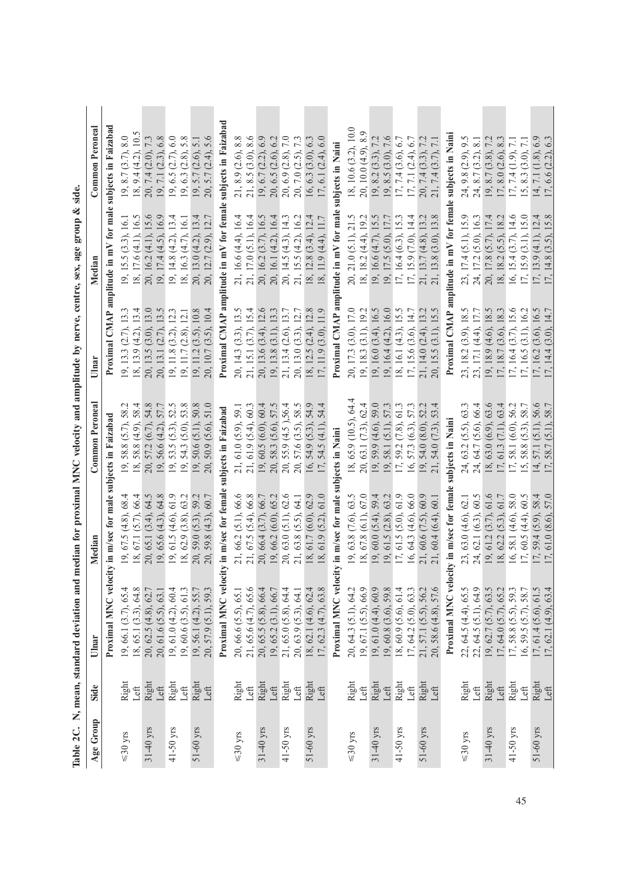Table 2C. N, mean, standard deviation and median for proximal MNC velocity and amplitude by nerve, centre, sex, age group & side.

| Age Group | Side | Ulnar | Median | Common Peroneal | Ulnar | Median | Common Peroneal |
|---|---|---|---|---|---|---|---|
| | | Proximal MNC velocity in m/sec for male subjects in Faizabad | | | Proximal CMAP amplitude in mV for male subjects in Faizabad | | |
| ≤30 yrs | Right | 19, 66.1 (3.7), 65.4 | 19, 67.5 (4.8), 68.4 | 19, 58.8 (5.7), 58.2 | 19, 13.3 (2.7), 13.3 | 19, 15.5 (3.3), 16.1 | 19, 8.7 (3.7), 8.0 |
| | Left | 18, 65.1 (3.3), 64.8 | 18, 67.1 (5.7), 66.4 | 18, 58.8 (4.9), 58.4 | 18, 13.9 (4.2), 13.4 | 18, 17.6 (4.1), 16.5 | 18, 9.4 (4.2), 10.5 |
| 31-40 yrs | Right | 20, 62.5 (4.8), 62.7 | 20, 65.1 (3.4), 64.5 | 20, 57.2 (6.7), 54.8 | 20, 13.5 (3.0), 13.0 | 20, 16.2 (4.1), 15.6 | 20, 7.4 (2.0), 7.3 |
| | Left | 20, 61.6 (5.5), 63.1 | 19, 65.6 (4.3), 64.8 | 19, 56.6 (4.2), 57.7 | 20, 13.1 (2.7), 13.5 | 19, 17.4 (4.5), 16.9 | 19, 7.1 (2.3), 6.8 |
| 41-50 yrs | Right | 19, 61.0 (4.2), 60.4 | 19, 61.5 (4.6), 61.9 | 19, 53.5 (5.3), 52.5 | 19, 11.8 (3.2), 12.3 | 19, 14.8 (4.2), 13.4 | 19, 6.5 (2.7), 6.0 |
| | Left | 19, 60.6 (3.5), 61.3 | 18, 62.9 (3.8), 63.2 | 19, 54.3 (5.0), 53.8 | 19, 11.7 (2.8), 12.1 | 18, 16.3 (4.7), 16.1 | 19, 6.3 (2.8), 5.8 |
| 51-60 yrs | Right | 19, 56.1 (4.2), 55.7 | 20, 59.0 (5.3), 59.2 | 19, 50.6 (5.1), 50.8 | 19, 11.2 (3.5), 10.8 | 20, 13.0 (4.2), 13.4 | 19, 5.7 (2.6), 5.1 |
| | Left | 20, 57.9 (5.1), 59.3 | 20, 59.8 (4.3), 60.7 | 20, 50.9 (5.6), 51.0 | 20, 10.7 (3.5), 10.4 | 20, 12.7 (2.9), 12.7 | 20, 5.7 (2.4), 5.6 |
| | | Proximal MNC velocity in m/sec for female subjects in Faizabad | | | Proximal CMAP amplitude in mV for female subjects in Faizabad | | |
| ≤30 yrs | Right | 20, 66.6 (5.5), 65.1 | 21, 66.2 (5.1), 66.6 | 21, 61.0 (5.9), 59.1 | 20, 14.3 (3.3), 13.5 | 21, 16.6 (4.4), 16.4 | 21, 8.9 (2.6), 8.8 |
| | Left | 21, 65.6 (4.7), 65.6 | 21, 67.5 (5.4), 66.8 | 21, 61.9 (5.4), 60.3 | 21, 15.1 (3.7), 15.4 | 21, 17.0 (5.1), 16.4 | 21, 8.5 (3.0), 8.6 |
| 31-40 yrs | Right | 20, 65.5 (5.8), 66.4 | 20, 66.4 (3.7), 66.7 | 19, 60.5 (6.0), 60.4 | 20, 13.6 (3.4), 12.6 | 20, 16.2 (3.7), 16.5 | 19, 6.7 (2.2), 6.9 |
| | Left | 19, 65.2 (3.1), 66.7 | 19, 66.2 (6.0), 65.2 | 20, 58.3 (5.6), 57.5 | 19, 13.8 (3.1), 13.3 | 20, 16.1 (4.2), 16.4 | 20, 6.5 (2.6), 6.2 |
| 41-50 yrs | Right | 21, 65.0 (5.8), 64.4 | 20, 63.0 (5.1), 62.6 | 20, 55.9 (4.5 ),56.4 | 21, 13.4 (2.6), 13.7 | 20, 14.5 (4.3), 14.3 | 20, 6.9 (2.8), 7.0 |
| | Left | 20, 63.9 (5.3), 64.1 | 21, 63.8 (5.5), 64.1 | 20, 57.6 (3.5), 58.5 | 20, 13.0 (3.3), 12.7 | 21, 15.5 (4.2), 16.2 | 20, 7.0 (2.5), 7.3 |
| 51-60 yrs | Right | 18, 62.1 (4.6), 62.4 | 18, 61.7 (6.0), 62.9 | 16, 54.9 (5.3), 54.9 | 18, 12.5 (2.4), 12.8 | 18, 12.8 (3.4), 12.4 | 16, 6.3 (3.0), 6.3 |
| | Left | 17, 62.3 (4.7), 63.8 | 18, 61.9 (5.2), 61.0 | 17, 54.5 (4.1), 54.4 | 17, 11.9 (3.0), 11.9 | 18, 11.9 (4.4), 11.7 | 17, 6.1 (2.4), 6.0 |
| | | Proximal MNC velocity in m/sec for male subjects in Naini | | | Proximal CMAP amplitude in mV for male subjects in Naini | | |
| ≤30 yrs | Right | 20, 64.3 (5.1), 64.2 | 19, 63.8 (7.6), 63.5 | 18, 65.9 (10.5), 64.4 | 20, 17.3 (3.0), 17.0 | 20, 21.0 (5.1), 21.5 | 18, 10.6 (3.2), 10.0 |
| | Left | 19, 67.1 (5.5), 66.9 | 18, 67.8 (6.1), 67.0 | 20, 63.1 (7.3), 62.4 | 19, 18.3 (3.1), 19.2 | 18, 18.2 (4.4), 19.2 | 20, 10.0 (4.9), 8.9 |
| 31-40 yrs | Right | 19, 61.0 (4.4), 60.9 | 19, 60.0 (5.4), 59.4 | 19, 59.9 (4.6), 59.0 | 19, 16.0 (3.4), 16.5 | 19, 16.6 (4.7), 15.5 | 19, 8.2 (3.3), 7.2 |
| | Left | 19, 60.8 (3.6), 59.8 | 19, 61.5 (2.8), 63.2 | 19, 58.1 (5.1), 57.3 | 19, 16.4 (4.2), 16.0 | 19, 17.5 (5.0), 17.7 | 19, 8.5 (3.0), 7.6 |
| 41-50 yrs | Right | 18, 60.9 (5.6), 61.4 | 17, 61.5 (5.0), 61.9 | 17, 59.2 (7.8), 61.3 | 18, 16.1 (4.3), 15.5 | 17, 16.4 (6.3), 15.3 | 17, 7.4 (3.6), 6.7 |
| | Left | 17, 64.2 (5.0), 63.3 | 16, 64.3 (4.6), 66.0 | 16, 57.3 (6.3), 57.3 | 17, 15.6 (3.6), 14.7 | 17, 15.9 (7.0), 14.4 | 17, 7.1 (2.4), 6.7 |
| 51-60 yrs | Right | 21, 57.1 (5.5), 56.2 | 21, 60.6 (7.5), 60.9 | 19, 54.0 (8.0), 52.2 | 21, 14.0 (2.4), 13.2 | 21, 13.7 (4.8), 13.2 | 20, 7.4 (3.3), 7.2 |
| | Left | 20, 58.6 (4.8), 57.6 | 21, 60.4 (6.4), 60.1 | 21, 54.0 (7.3), 53.4 | 20, 15.5 (3.1), 15.5 | 21, 13.8 (3.0), 13.8 | 21, 7.4 (3.7), 7.1 |
| | | Proximal MNC velocity in m/sec for female subjects in Naini | | | Proximal CMAP amplitude in mV for female subjects in Naini | | |
| ≤30 yrs | Right | 22, 64.5 (4.4), 65.5 | 23, 63.0 (4.6), 62.1 | 24, 63.2 (5.5), 63.3 | 23, 18.2 (3.9), 18.5 | 23, 17.4 (5.1), 15.9 | 24, 9.8 (2.9), 9.5 |
| | Left | 22, 64.5 (5.1), 64.9 | 24, 62.1 (6.3), 60.5 | 24, 64.7 (5.6), 66.4 | 23, 17.1 (4.4), 17.7 | 24, 17.2 (5.0), 16.3 | 24, 8.7 (3.2), 8.1 |
| 31-40 yrs | Right | 19, 62.7 (5.7), 63.5 | 19, 61.2 (3.7), 61.6 | 18, 63.0 (6.9), 63.6 | 19, 18.9 (4.6), 18.5 | 20, 17.8 (5.7), 17.4 | 19, 8.7 (3.8), 7.2 |
| | Left | 17, 64.0 (5.7), 65.2 | 18, 62.2 (5.3), 61.7 | 17, 61.3 (7.1), 63.4 | 17, 18.7 (3.6), 18.3 | 18, 18.2 (5.5), 18.2 | 17, 8.0 (2.6), 8.3 |
| 41-50 yrs | Right | 17, 58.8 (5.5), 59.3 | 16, 58.1 (4.6), 58.0 | 17, 58.1 (6.0), 56.2 | 17, 16.4 (3.7), 15.6 | 16, 15.4 (3.7), 14.6 | 17, 7.4 (1.9), 7.1 |
| | Left | 16, 59.5 (5.7), 58.7 | 17, 60.5 (4.4), 60.5 | 15, 58.8 (5.3), 58.7 | 17, 16.5 (3.1), 16.2 | 17, 15.9 (3.1), 15.0 | 15, 8.3 (3.0), 7.1 |
| 51-60 yrs | Right | 17, 61.4 (5.6), 61.5 | 17, 59.4 (5.9), 58.4 | 14, 57.1 (5.1), 56.6 | 17, 16.2 (3.6), 16.5 | 17, 13.9 (4.1), 12.4 | 14, 7.1 (1.8), 6.9 |
| | Left | 17, 62.1 (4.9), 63.4 | 17, 61.0 (8.6), 57.0 | 17, 58.7 (5.1), 58.7 | 17, 14.4 (3.0), 14.7 | 17, 14.8 (3.5), 15.8 | 17, 6.6 (2.2), 6.3 |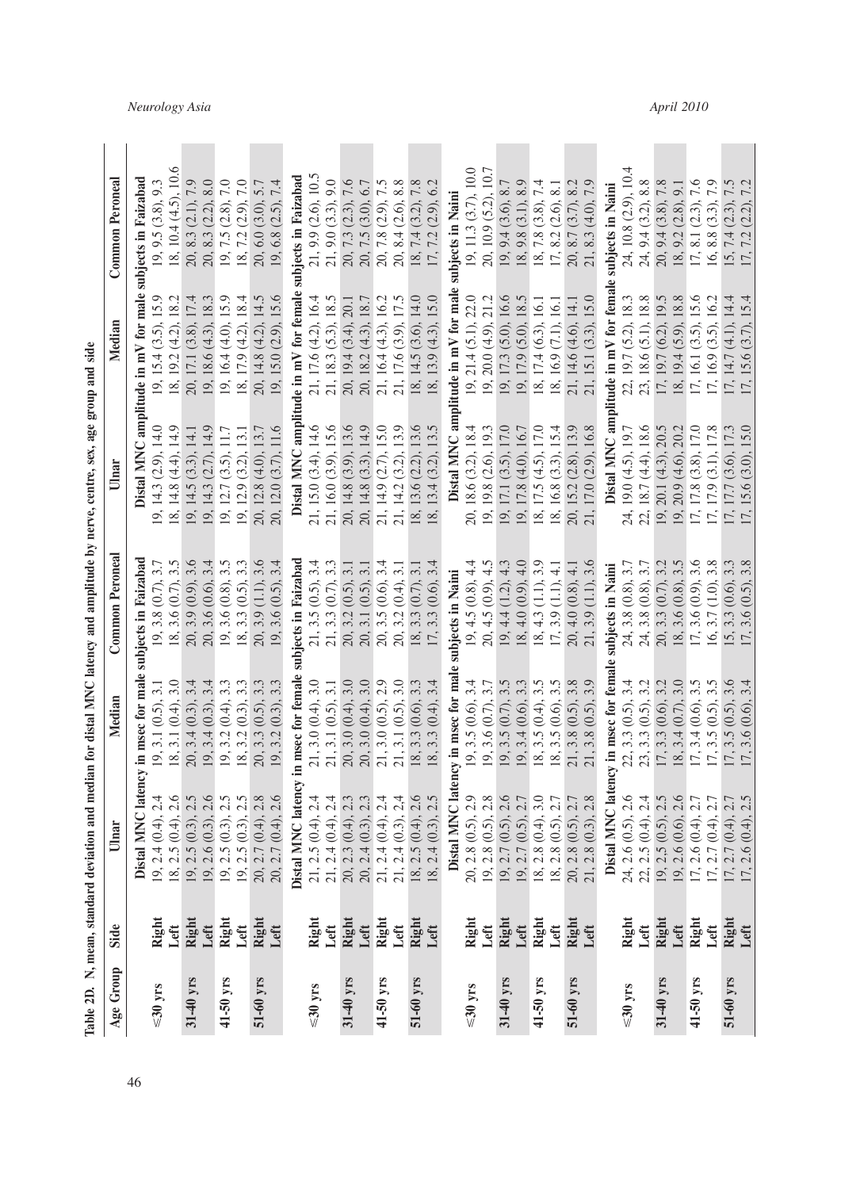Table 2D. N, mean, standard deviation and median for distal MNC latency and amplitude by nerve, centre, sex, age group and side

| Age Group | Side | Ulnar | Median | Common Peroneal | Ulnar | Median | Common Peroneal |
|---|---|---|---|---|---|---|---|
| | | Distal MNC latency in msec for male subjects in Faizabad | | | Distal MNC amplitude in mV for male subjects in Faizabad | | |
| ≤30 yrs | Right | 19, 2.4 (0.4), 2.4 | 19, 3.1 (0.5), 3.1 | 19, 3.8 (0.7), 3.7 | 19, 14.3 (2.9), 14.0 | 19, 15.4 (3.5), 15.9 | 19, 9.5 (3.8), 9.3 |
| | Left | 18, 2.5 (0.4), 2.6 | 18, 3.1 (0.4), 3.0 | 18, 3.6 (0.7), 3.5 | 18, 14.8 (4.4), 14.9 | 18, 19.2 (4.2), 18.2 | 18, 10.4 (4.5), 10.6 |
| **31-40 yrs** | **Right** | 19, 2.5 (0.3), 2.5 | 20, 3.4 (0.3), 3.4 | 20, 3.9 (0.9), 3.6 | 19, 14.5 (3.3), 14.1 | 20, 17.1 (3.8), 17.4 | 20, 8.3 (2.1), 7.9 |
| | **Left** | 19, 2.6 (0.3), 2.6 | 19, 3.4 (0.3), 3.4 | 20, 3.6 (0.6), 3.4 | 19, 14.3 (2.7), 14.9 | 19, 18.6 (4.3), 18.3 | 20, 8.3 (2.2), 8.0 |
| 41-50 yrs | Right | 19, 2.5 (0.3), 2.5 | 19, 3.2 (0.4), 3.3 | 19, 3.6 (0.8), 3.5 | 19, 12.7 (3.5), 11.7 | 19, 16.4 (4.0), 15.9 | 19, 7.5 (2.8), 7.0 |
| | Left | 19, 2.5 (0.3), 2.5 | 18, 3.2 (0.3), 3.3 | 18, 3.3 (0.5), 3.3 | 19, 12.9 (3.2), 13.1 | 18, 17.9 (4.2), 18.4 | 18, 7.2 (2.9), 7.0 |
| **51-60 yrs** | **Right** | 20, 2.7 (0.4), 2.8 | 20, 3.3 (0.5), 3.3 | 20, 3.9 (1.1), 3.6 | 20, 12.8 (4.0), 13.7 | 20, 14.8 (4.2), 14.5 | 20, 6.0 (3.0), 5.7 |
| | **Left** | 20, 2.7 (0.4), 2.6 | 19, 3.2 (0.3), 3.3 | 19, 3.6 (0.5), 3.4 | 20, 12.0 (3.7), 11.6 | 19, 15.0 (2.9), 15.6 | 19, 6.8 (2.5), 7.4 |
| | | Distal MNC latency in msec for female subjects in Faizabad | | | Distal MNC amplitude in mV for female subjects in Faizabad | | |
| ≤30 yrs | Right | 21, 2.5 (0.4), 2.4 | 21, 3.0 (0.4), 3.0 | 21, 3.5 (0.5), 3.4 | 21, 15.0 (3.4), 14.6 | 21, 17.6 (4.2), 16.4 | 21, 9.9 (2.6), 10.5 |
| | Left | 21, 2.4 (0.4), 2.4 | 21, 3.1 (0.5), 3.1 | 21, 3.3 (0.7), 3.3 | 21, 16.0 (3.9), 15.6 | 21, 18.3 (5.3), 18.5 | 21, 9.0 (3.3), 9.0 |
| **31-40 yrs** | **Right** | 20, 2.3 (0.4), 2.3 | 20, 3.0 (0.4), 3.0 | 20, 3.2 (0.5), 3.1 | 20, 14.8 (3.9), 13.6 | 20, 19.4 (3.4), 20.1 | 20, 7.3 (2.3), 7.6 |
| | **Left** | 20, 2.4 (0.3), 2.3 | 20, 3.0 (0.4), 3.0 | 20, 3.1 (0.5), 3.1 | 20, 14.8 (3.3), 14.9 | 20, 18.2 (4.3), 18.7 | 20, 7.5 (3.0), 6.7 |
| 41-50 yrs | Right | 21, 2.4 (0.4), 2.4 | 21, 3.0 (0.5), 2.9 | 20, 3.5 (0.6), 3.4 | 21, 14.9 (2.7), 15.0 | 21, 16.4 (4.3), 16.2 | 20, 7.8 (2.9), 7.5 |
| | Left | 21, 2.4 (0.3), 2.4 | 21, 3.1 (0.5), 3.0 | 20, 3.2 (0.4), 3.1 | 21, 14.2 (3.2), 13.9 | 21, 17.6 (3.9), 17.5 | 20, 8.4 (2.6), 8.8 |
| **51-60 yrs** | **Right** | 18, 2.5 (0.4), 2.6 | 18, 3.3 (0.6), 3.3 | 18, 3.3 (0.7), 3.1 | 18, 13.6 (2.2), 13.6 | 18, 14.5 (3.6), 14.0 | 18, 7.4 (3.2), 7.8 |
| | **Left** | 18, 2.4 (0.3), 2.5 | 18, 3.3 (0.4), 3.4 | 17, 3.3 (0.6), 3.4 | 18, 13.4 (3.2), 13.5 | 18, 13.9 (4.3), 15.0 | 17, 7.2 (2.9), 6.2 |
| | | Distal MNC latency in msec for male subjects in Naini | | | Distal MNC amplitude in mV for male subjects in Naini | | |
| ≤30 yrs | Right | 20, 2.8 (0.5), 2.9 | 19, 3.5 (0.6), 3.4 | 19, 4.5 (0.8), 4.4 | 20, 18.6 (3.2), 18.4 | 19, 21.4 (5.1), 22.0 | 19, 11.3 (3.7), 10.0 |
| | Left | 19, 2.8 (0.5), 2.8 | 19, 3.6 (0.7), 3.7 | 20, 4.5 (0.9), 4.5 | 19, 19.8 (2.6), 19.3 | 19, 20.0 (4.9), 21.2 | 20, 10.9 (5.2), 10.7 |
| **31-40 yrs** | **Right** | 19, 2.7 (0.5), 2.6 | 19, 3.5 (0.7), 3.5 | 19, 4.4 (1.2), 4.3 | 19, 17.1 (3.5), 17.0 | 19, 17.3 (5.0), 16.6 | 19, 9.4 (3.6), 8.7 |
| | **Left** | 19, 2.7 (0.5), 2.7 | 19, 3.4 (0.6), 3.3 | 18, 4.0 (0.9), 4.0 | 19, 17.8 (4.0), 16.7 | 19, 17.9 (5.0), 18.5 | 18, 9.8 (3.1), 8.9 |
| 41-50 yrs | Right | 18, 2.8 (0.4), 3.0 | 18, 3.5 (0.4), 3.5 | 18, 4.3 (1.1), 3.9 | 18, 17.5 (4.5), 17.0 | 18, 17.4 (6.3), 16.1 | 18, 7.8 (3.8), 7.4 |
| | Left | 18, 2.8 (0.5), 2.7 | 18, 3.5 (0.6), 3.5 | 17, 3.9 (1.1), 4.1 | 18, 16.8 (3.3), 15.4 | 18, 16.9 (7.1), 16.1 | 17, 8.2 (2.6), 8.1 |
| **51-60 yrs** | **Right** | 20, 2.8 (0.5), 2.7 | 21, 3.8 (0.5), 3.8 | 20, 4.0 (0.8), 4.1 | 20, 15.2 (2.8), 13.9 | 21, 14.6 (4.6), 14.1 | 20, 8.7 (3.7), 8.2 |
| | **Left** | 21, 2.8 (0.3), 2.8 | 21, 3.8 (0.5), 3.9 | 21, 3.9 (1.1), 3.6 | 21, 17.0 (2.9), 16.8 | 21, 15.1 (3.3), 15.0 | 21, 8.3 (4.0), 7.9 |
| | | Distal MNC latency in msec for female subjects in Naini | | | Distal MNC amplitude in mV for female subjects in Naini | | |
| ≤30 yrs | Right | 24, 2.6 (0.5), 2.6 | 22, 3.3 (0.5), 3.4 | 24, 3.8 (0.8), 3.7 | 24, 19.0 (4.5), 19.7 | 22, 19.7 (5.2), 18.3 | 24, 10.8 (2.9), 10.4 |
| | Left | 22, 2.5 (0.4), 2.4 | 23, 3.3 (0.5), 3.2 | 24, 3.8 (0.8), 3.7 | 22, 18.7 (4.4), 18.6 | 23, 18.6 (5.1), 18.8 | 24, 9.4 (3.2), 8.8 |
| **31-40 yrs** | **Right** | 19, 2.5 (0.5), 2.5 | 17, 3.3 (0.6), 3.2 | 20, 3.3 (0.7), 3.2 | 19, 20.1 (4.3), 20.5 | 17, 19.7 (6.2), 19.5 | 20, 9.4 (3.8), 7.8 |
| | **Left** | 19, 2.6 (0.6), 2.6 | 18, 3.4 (0.7), 3.0 | 18, 3.6 (0.8), 3.5 | 19, 20.9 (4.6), 20.2 | 18, 19.4 (5.9), 18.8 | 18, 9.2 (2.8), 9.1 |
| 41-50 yrs | Right | 17, 2.6 (0.4), 2.7 | 17, 3.4 (0.6), 3.5 | 17, 3.6 (0.9), 3.6 | 17, 17.8 (3.8), 17.0 | 17, 16.1 (3.5), 15.6 | 17, 8.1 (2.3), 7.6 |
| | Left | 17, 2.7 (0.4), 2.7 | 17, 3.5 (0.5), 3.5 | 16, 3.7 (1.0), 3.8 | 17, 17.9 (3.1), 17.8 | 17, 16.9 (3.5), 16.2 | 16, 8.8 (3.3), 7.9 |
| **51-60 yrs** | **Right** | 17, 2.7 (0.5), 2.7 | 17, 3.5 (0.5), 3.6 | 15, 3.3 (0.6), 3.3 | 17, 17.7 (3.6), 17.3 | 17, 14.7 (4.1), 14.4 | 15, 7.4 (2.3), 7.5 |
| | **Left** | 17, 2.6 (0.4), 2.5 | 17, 3.6 (0.6), 3.4 | 17, 3.6 (0.5), 3.8 | 17, 15.6 (3.0), 15.0 | 17, 15.6 (3.7), 15.4 | 17, 7.2 (2.2), 7.2 |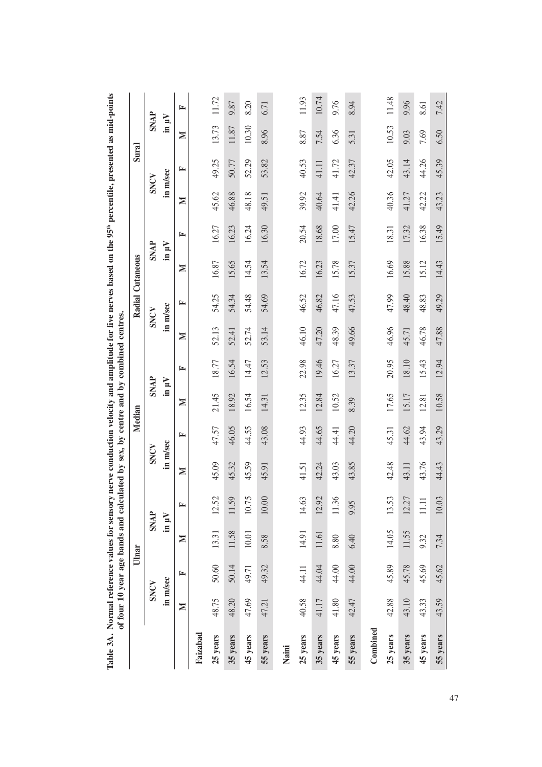**Table 3A. Normal reference values for sensory nerve conduction velocity and amplitude for five nerves based on the 95th percentile, presented as mid-points of four 10 year age bands and calculated by sex, by centre and by combined centres.**

| | Ulnar | | | | Median | | | | Radial Cutaneous | | | | Sural | | | |
|---|---|---|---|---|---|---|---|---|---|---|---|---|---|---|---|---|
| | SNCV in m/sec | | SNAP in µV | | SNCV in m/sec | | SNAP in µV | | SNCV in m/sec | | SNAP in µV | | SNCV in m/sec | | SNAP in µV | |
| | M | F | M | F | M | F | M | F | M | F | M | F | M | F | M | F |
| **Faizabad** | | | | | | | | | | | | | | | | |
| **25 years** | 48.75 | 50.60 | 13.31 | 12.52 | 45.09 | 47.57 | 21.45 | 18.77 | 52.13 | 54.25 | 16.87 | 16.27 | 45.62 | 49.25 | 13.73 | 11.72 |
| **35 years** | 48.20 | 50.14 | 11.58 | 11.59 | 45.32 | 46.05 | 18.92 | 16.54 | 52.41 | 54.34 | 15.65 | 16.23 | 46.88 | 50.77 | 11.87 | 9.87 |
| **45 years** | 47.69 | 49.71 | 10.01 | 10.75 | 45.59 | 44.55 | 16.54 | 14.47 | 52.74 | 54.48 | 14.54 | 16.24 | 48.18 | 52.29 | 10.30 | 8.20 |
| **55 years** | 47.21 | 49.32 | 8.58 | 10.00 | 45.91 | 43.08 | 14.31 | 12.53 | 53.14 | 54.69 | 13.54 | 16.30 | 49.51 | 53.82 | 8.96 | 6.71 |
| **Naini** | | | | | | | | | | | | | | | | |
| **25 years** | 40.58 | 44.11 | 14.91 | 14.63 | 41.51 | 44.93 | 12.35 | 22.98 | 46.10 | 46.52 | 16.72 | 20.54 | 39.92 | 40.53 | 8.87 | 11.93 |
| **35 years** | 41.17 | 44.04 | 11.61 | 12.92 | 42.24 | 44.65 | 12.84 | 19.46 | 47.20 | 46.82 | 16.23 | 18.68 | 40.64 | 41.11 | 7.54 | 10.74 |
| **45 years** | 41.80 | 44.00 | 8.80 | 11.36 | 43.03 | 44.41 | 10.52 | 16.27 | 48.39 | 47.16 | 15.78 | 17.00 | 41.41 | 41.72 | 6.36 | 9.76 |
| **55 years** | 42.47 | 44.00 | 6.40 | 9.95 | 43.85 | 44.20 | 8.39 | 13.37 | 49.66 | 47.53 | 15.37 | 15.47 | 42.26 | 42.37 | 5.31 | 8.94 |
| **Combined** | | | | | | | | | | | | | | | | |
| **25 years** | 42.88 | 45.89 | 14.05 | 13.53 | 42.48 | 45.31 | 17.65 | 20.95 | 46.96 | 47.99 | 16.69 | 18.31 | 40.36 | 42.05 | 10.53 | 11.48 |
| **35 years** | 43.10 | 45.78 | 11.55 | 12.27 | 43.11 | 44.62 | 15.17 | 18.10 | 45.71 | 48.40 | 15.88 | 17.32 | 41.27 | 43.14 | 9.03 | 9.96 |
| **45 years** | 43.33 | 45.69 | 9.32 | 11.11 | 43.76 | 43.94 | 12.81 | 15.43 | 46.78 | 48.83 | 15.12 | 16.38 | 42.22 | 44.26 | 7.69 | 8.61 |
| **55 years** | 43.59 | 45.62 | 7.34 | 10.03 | 44.43 | 43.29 | 10.58 | 12.94 | 47.88 | 49.29 | 14.43 | 15.49 | 43.23 | 45.39 | 6.50 | 7.42 |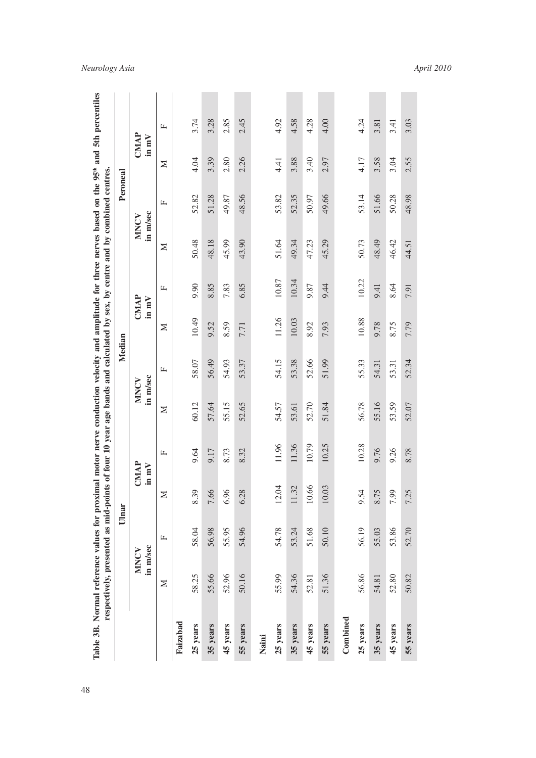**Table 3B. Normal reference values for proximal motor nerve conduction velocity and amplitude for three nerves based on the 95th and 5th percentiles respectively, presented as mid-points of four 10 year age bands and calculated by sex, by centre and by combined centres.**

| | Ulnar | | | | Median | | | | Peroneal | | | |
|---|---|---|---|---|---|---|---|---|---|---|---|---|
| | MNCV in m/sec | | CMAP in mV | | MNCV in m/sec | | CMAP in mV | | MNCV in m/sec | | CMAP in mV | |
| | M | F | M | F | M | F | M | F | M | F | M | F |
| **Faizabad** | | | | | | | | | | | | |
| **25 years** | 58.25 | 58.04 | 8.39 | 9.64 | 60.12 | 58.07 | 10.49 | 9.90 | 50.48 | 52.82 | 4.04 | 3.74 |
| **35 years** | 55.66 | 56.98 | 7.66 | 9.17 | 57.64 | 56.49 | 9.52 | 8.85 | 48.18 | 51.28 | 3.39 | 3.28 |
| **45 years** | 52.96 | 55.95 | 6.96 | 8.73 | 55.15 | 54.93 | 8.59 | 7.83 | 45.99 | 49.87 | 2.80 | 2.85 |
| **55 years** | 50.16 | 54.96 | 6.28 | 8.32 | 52.65 | 53.37 | 7.71 | 6.85 | 43.90 | 48.56 | 2.26 | 2.45 |
| **Naini** | | | | | | | | | | | | |
| **25 years** | 55.99 | 54.78 | 12.04 | 11.96 | 54.57 | 54.15 | 11.26 | 10.87 | 51.64 | 53.82 | 4.41 | 4.92 |
| **35 years** | 54.36 | 53.24 | 11.32 | 11.36 | 53.61 | 53.38 | 10.03 | 10.34 | 49.34 | 52.35 | 3.88 | 4.58 |
| **45 years** | 52.81 | 51.68 | 10.66 | 10.79 | 52.70 | 52.66 | 8.92 | 9.87 | 47.23 | 50.97 | 3.40 | 4.28 |
| **55 years** | 51.36 | 50.10 | 10.03 | 10.25 | 51.84 | 51.99 | 7.93 | 9.44 | 45.29 | 49.66 | 2.97 | 4.00 |
| **Combined** | | | | | | | | | | | | |
| **25 years** | 56.86 | 56.19 | 9.54 | 10.28 | 56.78 | 55.33 | 10.88 | 10.22 | 50.73 | 53.14 | 4.17 | 4.24 |
| **35 years** | 54.81 | 55.03 | 8.75 | 9.76 | 55.16 | 54.31 | 9.78 | 9.41 | 48.49 | 51.66 | 3.58 | 3.81 |
| **45 years** | 52.80 | 53.86 | 7.99 | 9.26 | 53.59 | 53.31 | 8.75 | 8.64 | 46.42 | 50.28 | 3.04 | 3.41 |
| **55 years** | 50.82 | 52.70 | 7.25 | 8.78 | 52.07 | 52.34 | 7.79 | 7.91 | 44.51 | 48.98 | 2.55 | 3.03 |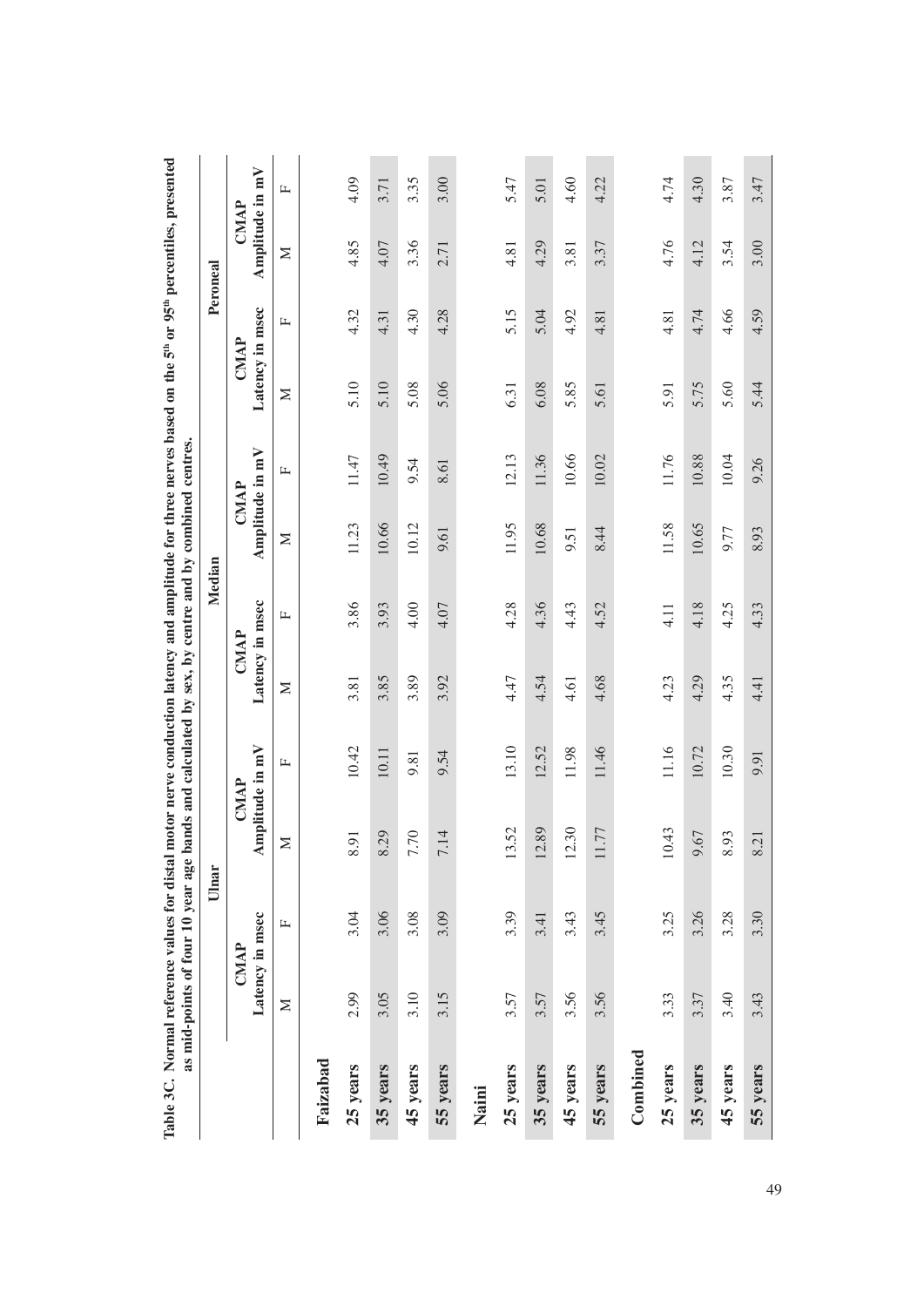**Table 3C. Normal reference values for distal motor nerve conduction latency and amplitude for three nerves based on the 5th or 95th percentiles, presented as mid-points of four 10 year age bands and calculated by sex, by centre and by combined centres.**

| | Ulnar | | | | Median | | | | Peroneal | | | |
|---|---|---|---|---|---|---|---|---|---|---|---|---|
| | CMAP Latency in msec | | CMAP Amplitude in mV | | CMAP Latency in msec | | CMAP Amplitude in mV | | CMAP Latency in msec | | CMAP Amplitude in mV | |
| | M | F | M | F | M | F | M | F | M | F | M | F |
| **Faizabad** | | | | | | | | | | | | |
| **25 years** | 2.99 | 3.04 | 8.91 | 10.42 | 3.81 | 3.86 | 11.23 | 11.47 | 5.10 | 4.32 | 4.85 | 4.09 |
| **35 years** | 3.05 | 3.06 | 8.29 | 10.11 | 3.85 | 3.93 | 10.66 | 10.49 | 5.10 | 4.31 | 4.07 | 3.71 |
| **45 years** | 3.10 | 3.08 | 7.70 | 9.81 | 3.89 | 4.00 | 10.12 | 9.54 | 5.08 | 4.30 | 3.36 | 3.35 |
| **55 years** | 3.15 | 3.09 | 7.14 | 9.54 | 3.92 | 4.07 | 9.61 | 8.61 | 5.06 | 4.28 | 2.71 | 3.00 |
| **Naini** | | | | | | | | | | | | |
| **25 years** | 3.57 | 3.39 | 13.52 | 13.10 | 4.47 | 4.28 | 11.95 | 12.13 | 6.31 | 5.15 | 4.81 | 5.47 |
| **35 years** | 3.57 | 3.41 | 12.89 | 12.52 | 4.54 | 4.36 | 10.68 | 11.36 | 6.08 | 5.04 | 4.29 | 5.01 |
| **45 years** | 3.56 | 3.43 | 12.30 | 11.98 | 4.61 | 4.43 | 9.51 | 10.66 | 5.85 | 4.92 | 3.81 | 4.60 |
| **55 years** | 3.56 | 3.45 | 11.77 | 11.46 | 4.68 | 4.52 | 8.44 | 10.02 | 5.61 | 4.81 | 3.37 | 4.22 |
| **Combined** | | | | | | | | | | | | |
| **25 years** | 3.33 | 3.25 | 10.43 | 11.16 | 4.23 | 4.11 | 11.58 | 11.76 | 5.91 | 4.81 | 4.76 | 4.74 |
| **35 years** | 3.37 | 3.26 | 9.67 | 10.72 | 4.29 | 4.18 | 10.65 | 10.88 | 5.75 | 4.74 | 4.12 | 4.30 |
| **45 years** | 3.40 | 3.28 | 8.93 | 10.30 | 4.35 | 4.25 | 9.77 | 10.04 | 5.60 | 4.66 | 3.54 | 3.87 |
| **55 years** | 3.43 | 3.30 | 8.21 | 9.91 | 4.41 | 4.33 | 8.93 | 9.26 | 5.44 | 4.59 | 3.00 | 3.47 |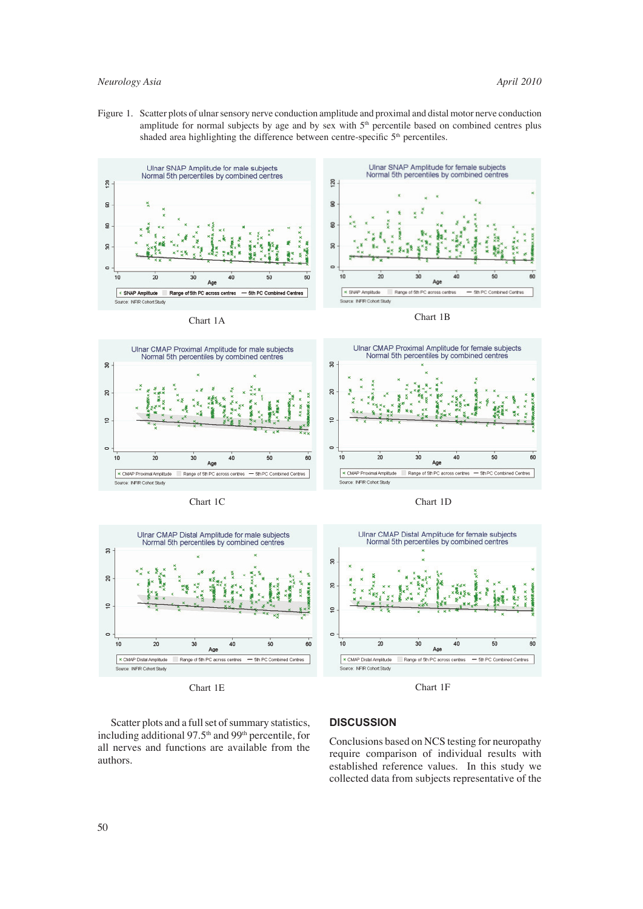Figure 1. Scatter plots of ulnar sensory nerve conduction amplitude and proximal and distal motor nerve conduction amplitude for normal subjects by age and by sex with 5th percentile based on combined centres plus shaded area highlighting the difference between centre-specific 5th percentiles.

Chart 1A

Chart 1B

Chart 1C

Chart 1D

Chart 1E

Chart 1F

Scatter plots and a full set of summary statistics, including additional 97.5th and 99th percentile, for all nerves and functions are available from the authors.

## DISCUSSION

Conclusions based on NCS testing for neuropathy require comparison of individual results with established reference values. In this study we collected data from subjects representative of the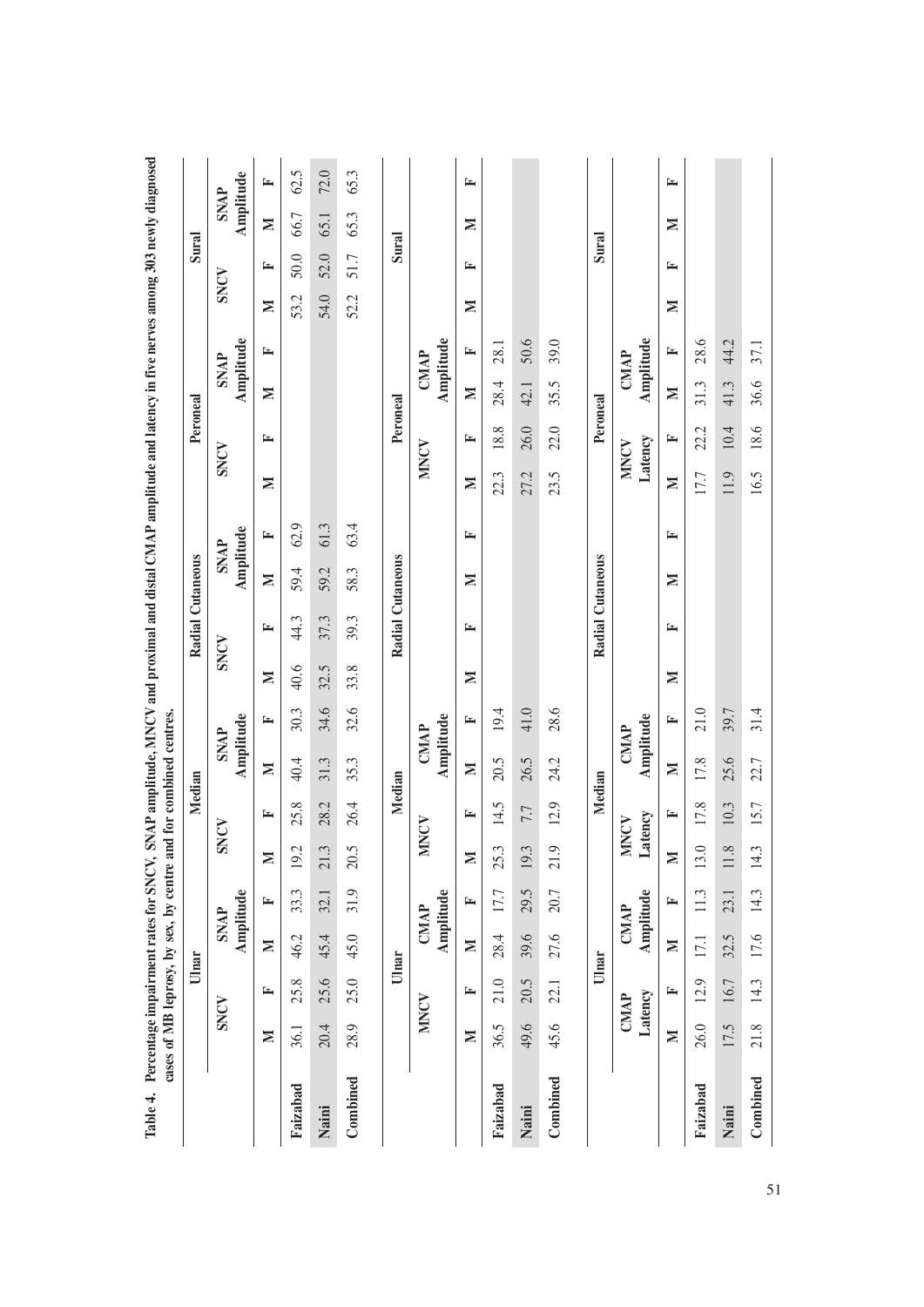**Table 4. Percentage impairment rates for SNCV, SNAP amplitude, MNCV and proximal and distal CMAP amplitude and latency in five nerves among 303 newly diagnosed cases of MB leprosy, by sex, by centre and for combined centres.**

| | Ulnar | | | | Median | | | | Radial Cutaneous | | | | Peroneal | | | | Sural | | | |
|---|---|---|---|---|---|---|---|---|---|---|---|---|---|---|---|---|---|---|---|---|
| | SNCV | | SNAP Amplitude | | SNCV | | SNAP Amplitude | | SNCV | | SNAP Amplitude | | SNCV | | SNAP Amplitude | | SNCV | | SNAP Amplitude | |
| | M | F | M | F | M | F | M | F | M | F | M | F | M | F | M | F | M | F | M | F |
| Faizabad | 36.1 | 25.8 | 46.2 | 33.3 | 19.2 | 25.8 | 40.4 | 30.3 | 40.6 | 44.3 | 59.4 | 62.9 | | | | | 53.2 | 50.0 | 66.7 | 62.5 |
| Naini | 20.4 | 25.6 | 45.4 | 32.1 | 21.3 | 28.2 | 31.3 | 34.6 | 32.5 | 37.3 | 59.2 | 61.3 | | | | | 54.0 | 52.0 | 65.1 | 72.0 |
| Combined | 28.9 | 25.0 | 45.0 | 31.9 | 20.5 | 26.4 | 35.3 | 32.6 | 33.8 | 39.3 | 58.3 | 63.4 | | | | | 52.2 | 51.7 | 65.3 | 65.3 |
| | **Ulnar** | | | | **Median** | | | | **Radial Cutaneous** | | | | **Peroneal** | | | | **Sural** | | | |
| | MNCV | | CMAP Amplitude | | MNCV | | CMAP Amplitude | | | | | | MNCV | | CMAP Amplitude | | | | | |
| | M | F | M | F | M | F | M | F | M | F | M | F | M | F | M | F | M | F | M | F |
| Faizabad | 36.5 | 21.0 | 28.4 | 17.7 | 25.3 | 14.5 | 20.5 | 19.4 | | | | | 22.3 | 18.8 | 28.4 | 28.1 | | | | |
| Naini | 49.6 | 20.5 | 39.6 | 29.5 | 19.3 | 7.7 | 26.5 | 41.0 | | | | | 27.2 | 26.0 | 42.1 | 50.6 | | | | |
| Combined | 45.6 | 22.1 | 27.6 | 20.7 | 21.9 | 12.9 | 24.2 | 28.6 | | | | | 23.5 | 22.0 | 35.5 | 39.0 | | | | |
| | **Ulnar** | | | | **Median** | | | | **Radial Cutaneous** | | | | **Peroneal** | | | | **Sural** | | | |
| | CMAP Latency | | CMAP Amplitude | | MNCV Latency | | CMAP Amplitude | | | | | | MNCV Latency | | CMAP Amplitude | | | | | |
| | M | F | M | F | M | F | M | F | M | F | M | F | M | F | M | F | M | F | M | F |
| Faizabad | 26.0 | 12.9 | 17.1 | 11.3 | 13.0 | 17.8 | 17.8 | 21.0 | | | | | 17.7 | 22.2 | 31.3 | 28.6 | | | | |
| Naini | 17.5 | 16.7 | 32.5 | 23.1 | 11.8 | 10.3 | 25.6 | 39.7 | | | | | 11.9 | 10.4 | 41.3 | 44.2 | | | | |
| Combined | 21.8 | 14.3 | 17.6 | 14.3 | 14.3 | 15.7 | 22.7 | 31.4 | | | | | 16.5 | 18.6 | 36.6 | 37.1 | | | | |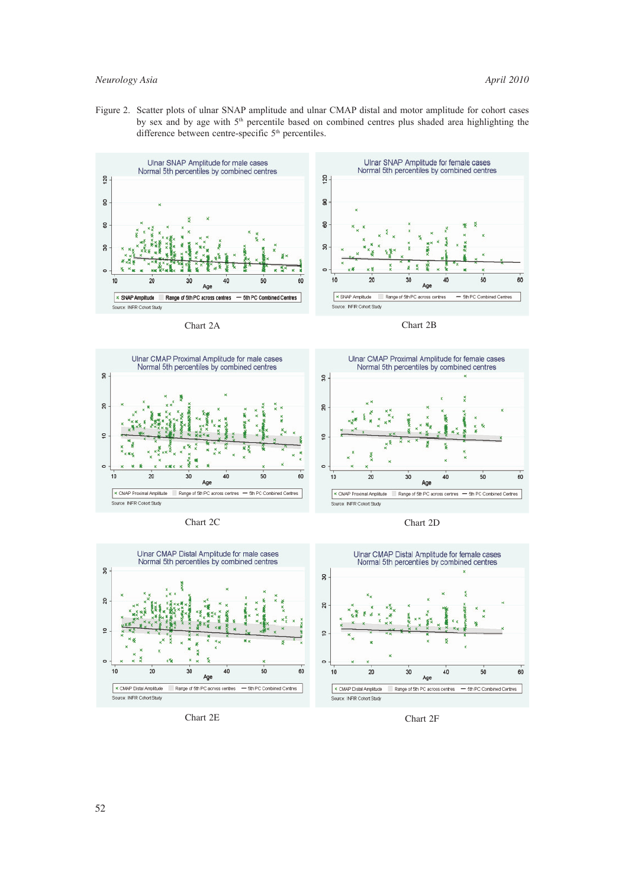Figure 2. Scatter plots of ulnar SNAP amplitude and ulnar CMAP distal and motor amplitude for cohort cases by sex and by age with 5[th] percentile based on combined centres plus shaded area highlighting the difference between centre-specific 5[th] percentiles.

Chart 2A

Chart 2B

Chart 2C

Chart 2D

Chart 2E

Chart 2F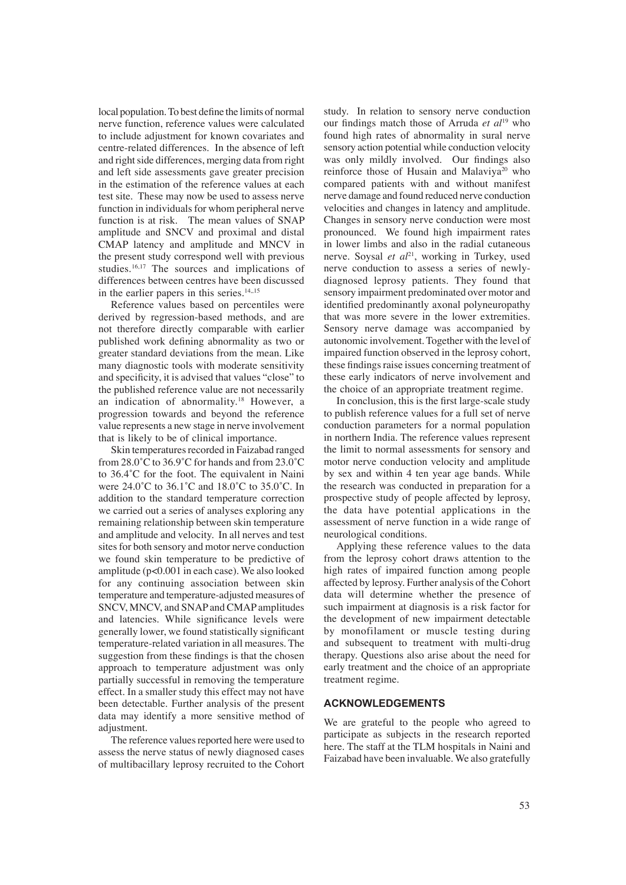local population. To best define the limits of normal nerve function, reference values were calculated to include adjustment for known covariates and centre-related differences. In the absence of left and right side differences, merging data from right and left side assessments gave greater precision in the estimation of the reference values at each test site. These may now be used to assess nerve function in individuals for whom peripheral nerve function is at risk. The mean values of SNAP amplitude and SNCV and proximal and distal CMAP latency and amplitude and MNCV in the present study correspond well with previous studies.[16,17] The sources and implications of differences between centres have been discussed in the earlier papers in this series.[14,,15]

Reference values based on percentiles were derived by regression-based methods, and are not therefore directly comparable with earlier published work defining abnormality as two or greater standard deviations from the mean. Like many diagnostic tools with moderate sensitivity and specificity, it is advised that values "close" to the published reference value are not necessarily an indication of abnormality.[18] However, a progression towards and beyond the reference value represents a new stage in nerve involvement that is likely to be of clinical importance.

Skin temperatures recorded in Faizabad ranged from 28.0˚C to 36.9˚C for hands and from 23.0˚C to 36.4˚C for the foot. The equivalent in Naini were 24.0˚C to 36.1˚C and 18.0˚C to 35.0˚C. In addition to the standard temperature correction we carried out a series of analyses exploring any remaining relationship between skin temperature and amplitude and velocity. In all nerves and test sites for both sensory and motor nerve conduction we found skin temperature to be predictive of amplitude ($p<0.001$ in each case). We also looked for any continuing association between skin temperature and temperature-adjusted measures of SNCV, MNCV, and SNAP and CMAP amplitudes and latencies. While significance levels were generally lower, we found statistically significant temperature-related variation in all measures. The suggestion from these findings is that the chosen approach to temperature adjustment was only partially successful in removing the temperature effect. In a smaller study this effect may not have been detectable. Further analysis of the present data may identify a more sensitive method of adjustment.

The reference values reported here were used to assess the nerve status of newly diagnosed cases of multibacillary leprosy recruited to the Cohort study. In relation to sensory nerve conduction our findings match those of Arruda *et al*[19] who found high rates of abnormality in sural nerve sensory action potential while conduction velocity was only mildly involved. Our findings also reinforce those of Husain and Malaviya[20] who compared patients with and without manifest nerve damage and found reduced nerve conduction velocities and changes in latency and amplitude. Changes in sensory nerve conduction were most pronounced. We found high impairment rates in lower limbs and also in the radial cutaneous nerve. Soysal *et al*[21], working in Turkey, used nerve conduction to assess a series of newly-diagnosed leprosy patients. They found that sensory impairment predominated over motor and identified predominantly axonal polyneuropathy that was more severe in the lower extremities. Sensory nerve damage was accompanied by autonomic involvement. Together with the level of impaired function observed in the leprosy cohort, these findings raise issues concerning treatment of these early indicators of nerve involvement and the choice of an appropriate treatment regime.

In conclusion, this is the first large-scale study to publish reference values for a full set of nerve conduction parameters for a normal population in northern India. The reference values represent the limit to normal assessments for sensory and motor nerve conduction velocity and amplitude by sex and within 4 ten year age bands. While the research was conducted in preparation for a prospective study of people affected by leprosy, the data have potential applications in the assessment of nerve function in a wide range of neurological conditions.

Applying these reference values to the data from the leprosy cohort draws attention to the high rates of impaired function among people affected by leprosy. Further analysis of the Cohort data will determine whether the presence of such impairment at diagnosis is a risk factor for the development of new impairment detectable by monofilament or muscle testing during and subsequent to treatment with multi-drug therapy. Questions also arise about the need for early treatment and the choice of an appropriate treatment regime.

## ACKNOWLEDGEMENTS

We are grateful to the people who agreed to participate as subjects in the research reported here. The staff at the TLM hospitals in Naini and Faizabad have been invaluable. We also gratefully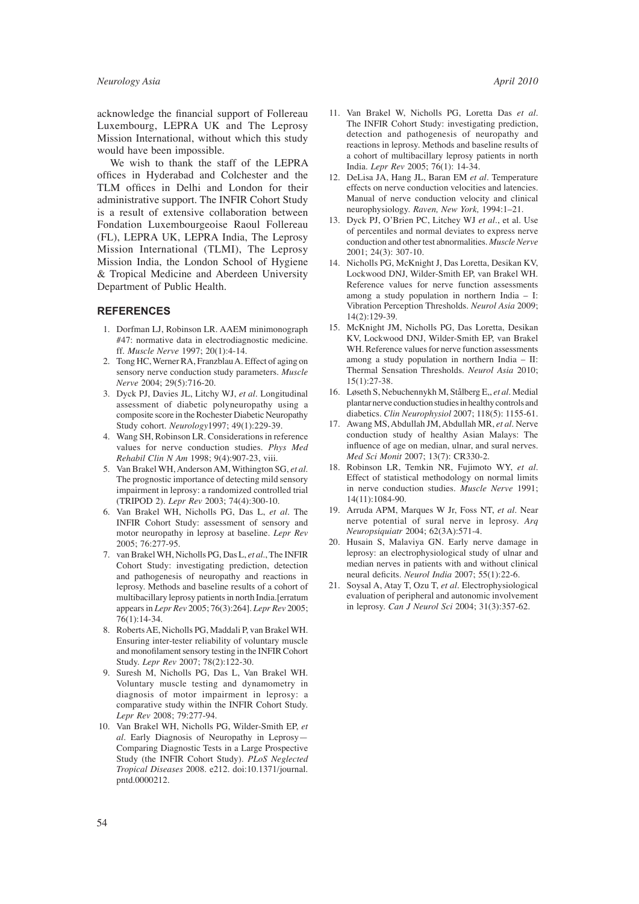acknowledge the financial support of Follereau Luxembourg, LEPRA UK and The Leprosy Mission International, without which this study would have been impossible.

We wish to thank the staff of the LEPRA offices in Hyderabad and Colchester and the TLM offices in Delhi and London for their administrative support. The INFIR Cohort Study is a result of extensive collaboration between Fondation Luxembourgeoise Raoul Follereau (FL), LEPRA UK, LEPRA India, The Leprosy Mission International (TLMI), The Leprosy Mission India, the London School of Hygiene & Tropical Medicine and Aberdeen University Department of Public Health.

## REFERENCES

1. Dorfman LJ, Robinson LR. AAEM minimonograph #47: normative data in electrodiagnostic medicine. ff. *Muscle Nerve* 1997; 20(1):4-14.
2. Tong HC, Werner RA, Franzblau A. Effect of aging on sensory nerve conduction study parameters. *Muscle Nerve* 2004; 29(5):716-20.
3. Dyck PJ, Davies JL, Litchy WJ, *et al*. Longitudinal assessment of diabetic polyneuropathy using a composite score in the Rochester Diabetic Neuropathy Study cohort. *Neurology*1997; 49(1):229-39.
4. Wang SH, Robinson LR. Considerations in reference values for nerve conduction studies. *Phys Med Rehabil Clin N Am* 1998; 9(4):907-23, viii.
5. Van Brakel WH, Anderson AM, Withington SG, *et al*. The prognostic importance of detecting mild sensory impairment in leprosy: a randomized controlled trial (TRIPOD 2). *Lepr Rev* 2003; 74(4):300-10.
6. Van Brakel WH, Nicholls PG, Das L, *et al*. The INFIR Cohort Study: assessment of sensory and motor neuropathy in leprosy at baseline. *Lepr Rev* 2005; 76:277-95.
7. van Brakel WH, Nicholls PG, Das L, *et al*., The INFIR Cohort Study: investigating prediction, detection and pathogenesis of neuropathy and reactions in leprosy. Methods and baseline results of a cohort of multibacillary leprosy patients in north India.[erratum appears in *Lepr Rev* 2005; 76(3):264]. *Lepr Rev* 2005; 76(1):14-34.
8. Roberts AE, Nicholls PG, Maddali P, van Brakel WH. Ensuring inter-tester reliability of voluntary muscle and monofilament sensory testing in the INFIR Cohort Study. *Lepr Rev* 2007; 78(2):122-30.
9. Suresh M, Nicholls PG, Das L, Van Brakel WH. Voluntary muscle testing and dynamometry in diagnosis of motor impairment in leprosy: a comparative study within the INFIR Cohort Study. *Lepr Rev* 2008; 79:277-94.
10. Van Brakel WH, Nicholls PG, Wilder-Smith EP, *et al*. Early Diagnosis of Neuropathy in Leprosy—Comparing Diagnostic Tests in a Large Prospective Study (the INFIR Cohort Study). *PLoS Neglected Tropical Diseases* 2008. e212. doi:10.1371/journal.pntd.0000212.
11. Van Brakel W, Nicholls PG, Loretta Das *et al*. The INFIR Cohort Study: investigating prediction, detection and pathogenesis of neuropathy and reactions in leprosy. Methods and baseline results of a cohort of multibacillary leprosy patients in north India. *Lepr Rev* 2005; 76(1): 14-34.
12. DeLisa JA, Hang JL, Baran EM *et al*. Temperature effects on nerve conduction velocities and latencies. Manual of nerve conduction velocity and clinical neurophysiology. *Raven, New York,* 1994:1–21.
13. Dyck PJ, O'Brien PC, Litchey WJ *et al*., et al. Use of percentiles and normal deviates to express nerve conduction and other test abnormalities. *Muscle Nerve* 2001; 24(3): 307-10.
14. Nicholls PG, McKnight J, Das Loretta, Desikan KV, Lockwood DNJ, Wilder-Smith EP, van Brakel WH. Reference values for nerve function assessments among a study population in northern India – I: Vibration Perception Thresholds. *Neurol Asia* 2009; 14(2):129-39.
15. McKnight JM, Nicholls PG, Das Loretta, Desikan KV, Lockwood DNJ, Wilder-Smith EP, van Brakel WH. Reference values for nerve function assessments among a study population in northern India – II: Thermal Sensation Thresholds. *Neurol Asia* 2010; 15(1):27-38.
16. Løseth S, Nebuchennykh M, Stålberg E,, *et al*. Medial plantar nerve conduction studies in healthy controls and diabetics. *Clin Neurophysiol* 2007; 118(5): 1155-61.
17. Awang MS, Abdullah JM, Abdullah MR, *et al*. Nerve conduction study of healthy Asian Malays: The influence of age on median, ulnar, and sural nerves. *Med Sci Monit* 2007; 13(7): CR330-2.
18. Robinson LR, Temkin NR, Fujimoto WY, *et al*. Effect of statistical methodology on normal limits in nerve conduction studies. *Muscle Nerve* 1991; 14(11):1084-90.
19. Arruda APM, Marques W Jr, Foss NT, *et al*. Near nerve potential of sural nerve in leprosy. *Arq Neuropsiquiatr* 2004; 62(3A):571-4.
20. Husain S, Malaviya GN. Early nerve damage in leprosy: an electrophysiological study of ulnar and median nerves in patients with and without clinical neural deficits. *Neurol India* 2007; 55(1):22-6.
21. Soysal A, Atay T, Ozu T, *et al*. Electrophysiological evaluation of peripheral and autonomic involvement in leprosy. *Can J Neurol Sci* 2004; 31(3):357-62.